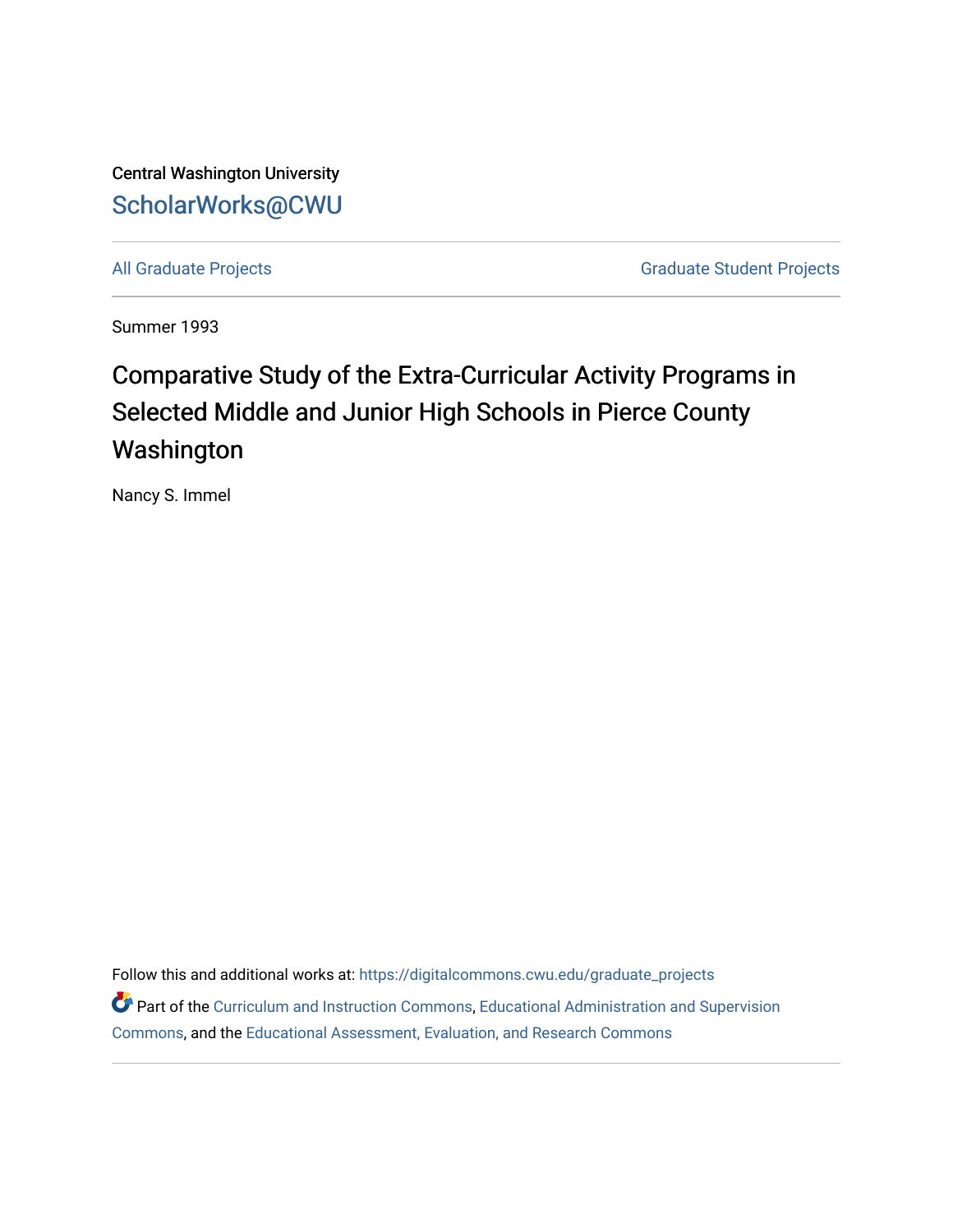Central Washington University

# ScholarWorks@CWU

All Graduate Projects

Graduate Student Projects

Summer 1993

# Comparative Study of the Extra-Curricular Activity Programs in Selected Middle and Junior High Schools in Pierce County Washington

Nancy S. Immel

Follow this and additional works at: https://digitalcommons.cwu.edu/graduate_projects

Part of the Curriculum and Instruction Commons, Educational Administration and Supervision Commons, and the Educational Assessment, Evaluation, and Research Commons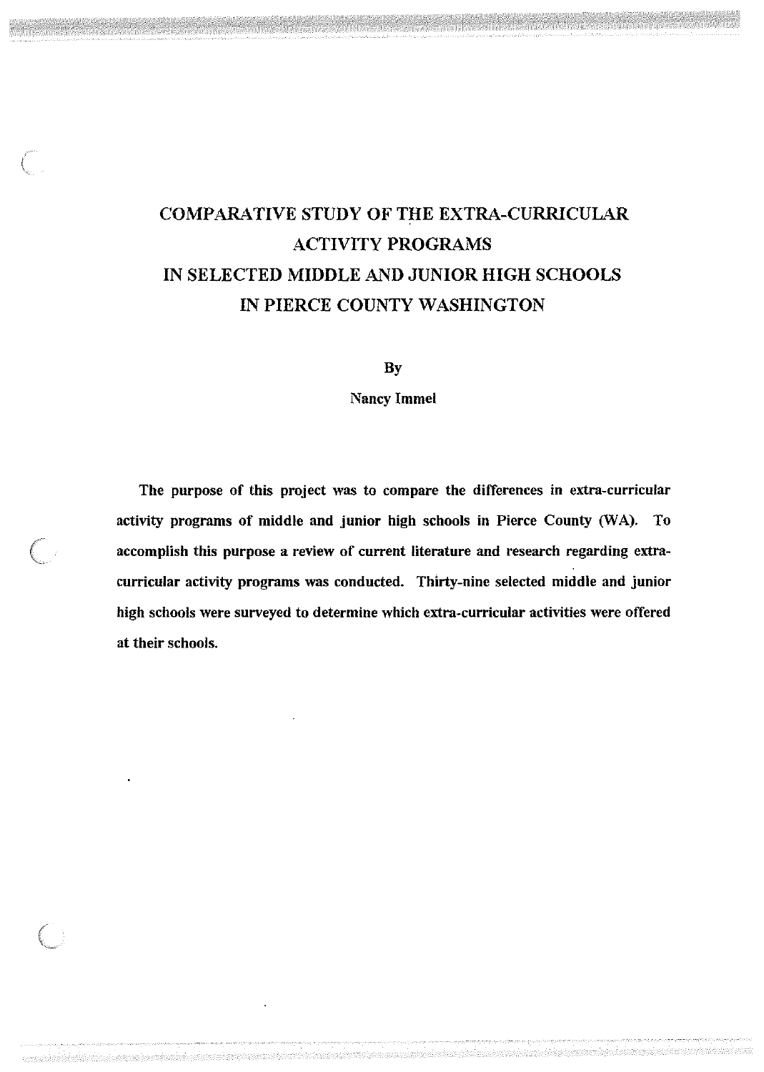# COMPARATIVE STUDY OF THE EXTRA-CURRICULAR ACTIVITY PROGRAMS IN SELECTED MIDDLE AND JUNIOR HIGH SCHOOLS IN PIERCE COUNTY WASHINGTON

By

Nancy Immel

**The purpose of this project was to compare the differences in extra-curricular activity programs of middle and junior high schools in Pierce County (WA). To accomplish this purpose a review of current literature and research regarding extra-curricular activity programs was conducted. Thirty-nine selected middle and junior high schools were surveyed to determine which extra-curricular activities were offered at their schools.**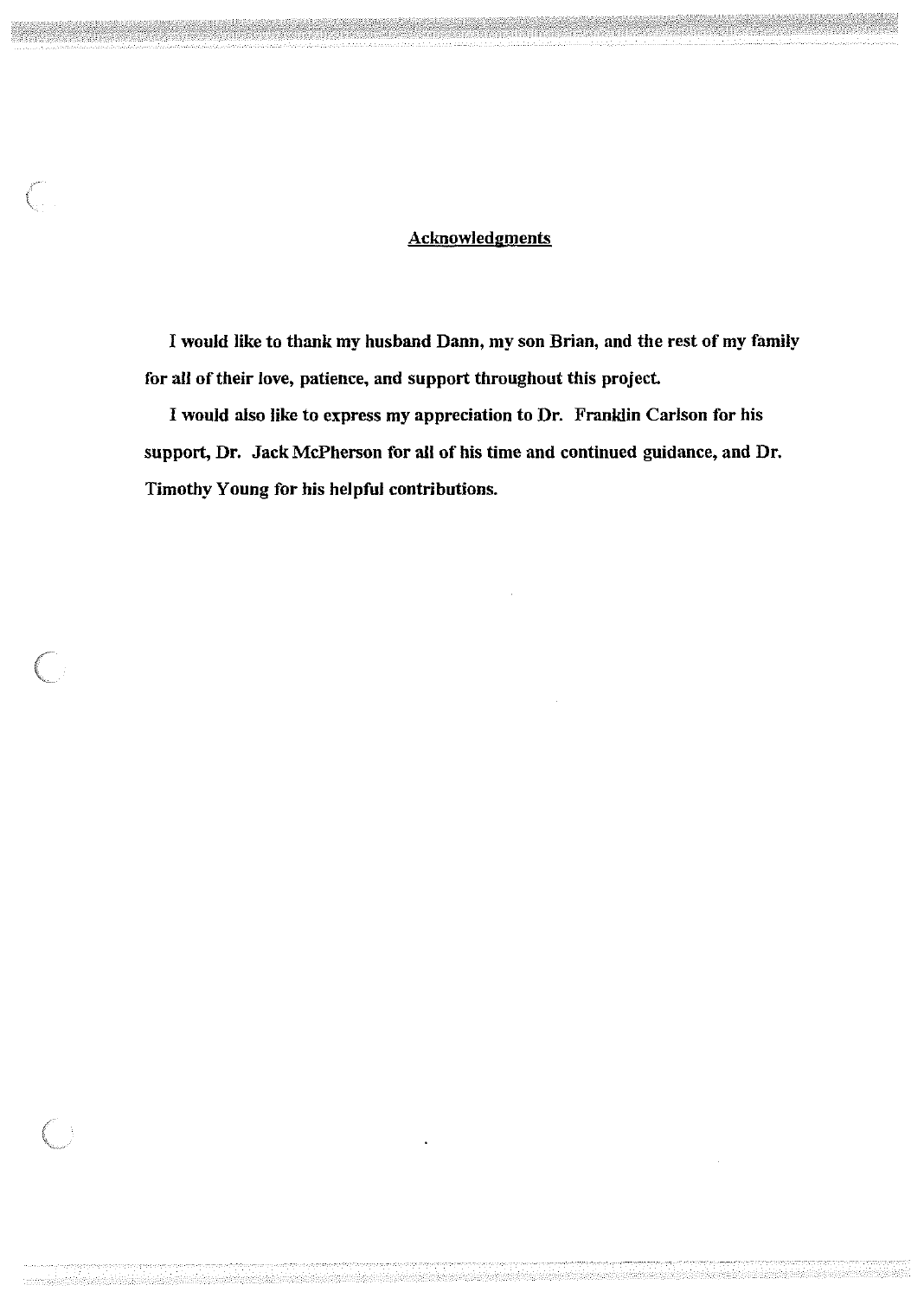## Acknowledgments

I would like to thank my husband Dann, my son Brian, and the rest of my family for all of their love, patience, and support throughout this project.

I would also like to express my appreciation to Dr. Franklin Carlson for his support, Dr. Jack McPherson for all of his time and continued guidance, and Dr. Timothy Young for his helpful contributions.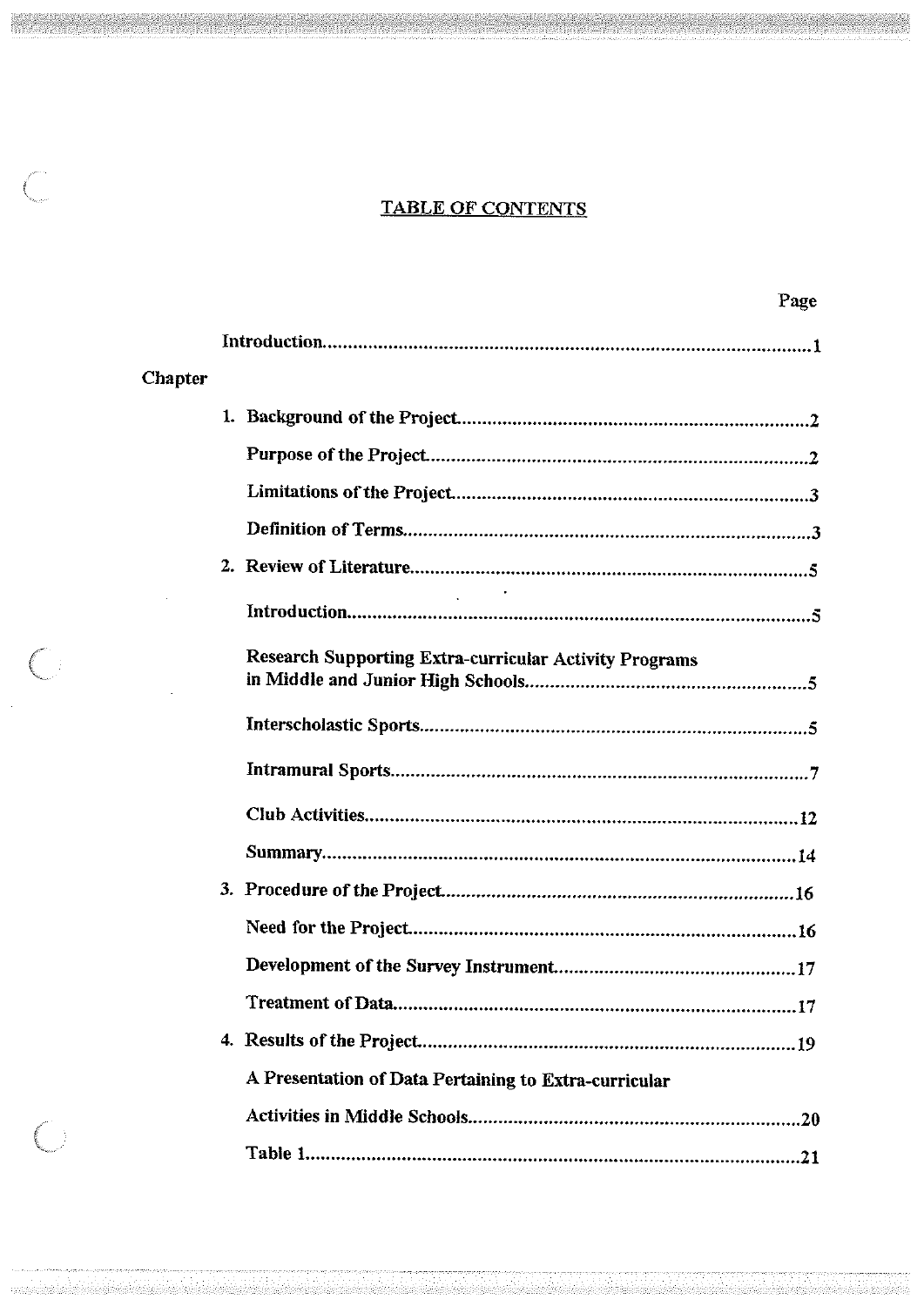# TABLE OF CONTENTS

Page

Introduction.......................................................................................1

Chapter

1. Background of the Project.......................................................................2

   Purpose of the Project.......................................................................2

   Limitations of the Project.......................................................................3

   Definition of Terms.......................................................................3

2. Review of Literature.......................................................................5

   Introduction.......................................................................5

   Research Supporting Extra-curricular Activity Programs in Middle and Junior High Schools.......................................................................5

   Interscholastic Sports.......................................................................5

   Intramural Sports.......................................................................7

   Club Activities.......................................................................12

   Summary.......................................................................14

3. Procedure of the Project.......................................................................16

   Need for the Project.......................................................................16

   Development of the Survey Instrument.......................................................................17

   Treatment of Data.......................................................................17

4. Results of the Project.......................................................................19

   A Presentation of Data Pertaining to Extra-curricular Activities in Middle Schools.......................................................................20

   Table 1.......................................................................21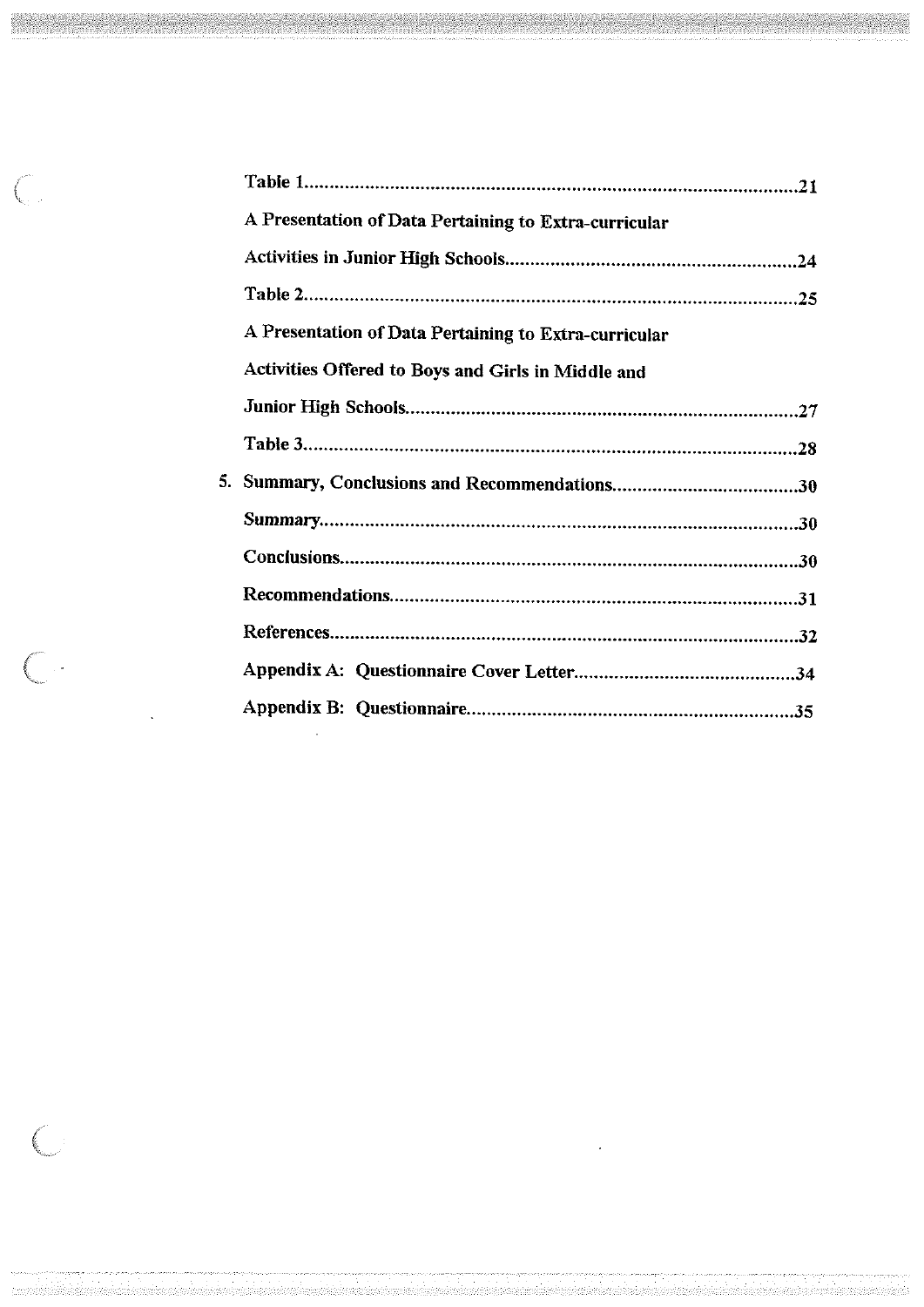Table 1..................................................................................................21

A Presentation of Data Pertaining to Extra-curricular

Activities in Junior High Schools..........................................................24

Table 2..................................................................................................25

A Presentation of Data Pertaining to Extra-curricular

Activities Offered to Boys and Girls in Middle and

Junior High Schools.............................................................................27

Table 3..................................................................................................28

5. Summary, Conclusions and Recommendations.....................................30

Summary...............................................................................................30

Conclusions..........................................................................................30

Recommendations................................................................................31

References............................................................................................32

Appendix A: Questionnaire Cover Letter............................................34

Appendix B: Questionnaire.................................................................35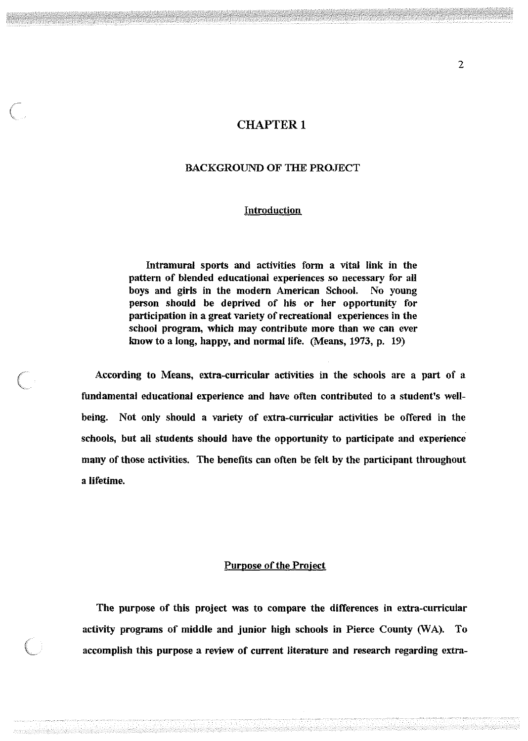# CHAPTER 1

## BACKGROUND OF THE PROJECT

### Introduction

> Intramural sports and activities form a vital link in the pattern of blended educational experiences so necessary for all boys and girls in the modern American School. No young person should be deprived of his or her opportunity for participation in a great variety of recreational experiences in the school program, which may contribute more than we can ever know to a long, happy, and normal life. (Means, 1973, p. 19)

According to Means, extra-curricular activities in the schools are a part of a fundamental educational experience and have often contributed to a student's well-being. Not only should a variety of extra-curricular activities be offered in the schools, but all students should have the opportunity to participate and experience many of those activities. The benefits can often be felt by the participant throughout a lifetime.

### Purpose of the Project

The purpose of this project was to compare the differences in extra-curricular activity programs of middle and junior high schools in Pierce County (WA). To accomplish this purpose a review of current literature and research regarding extra-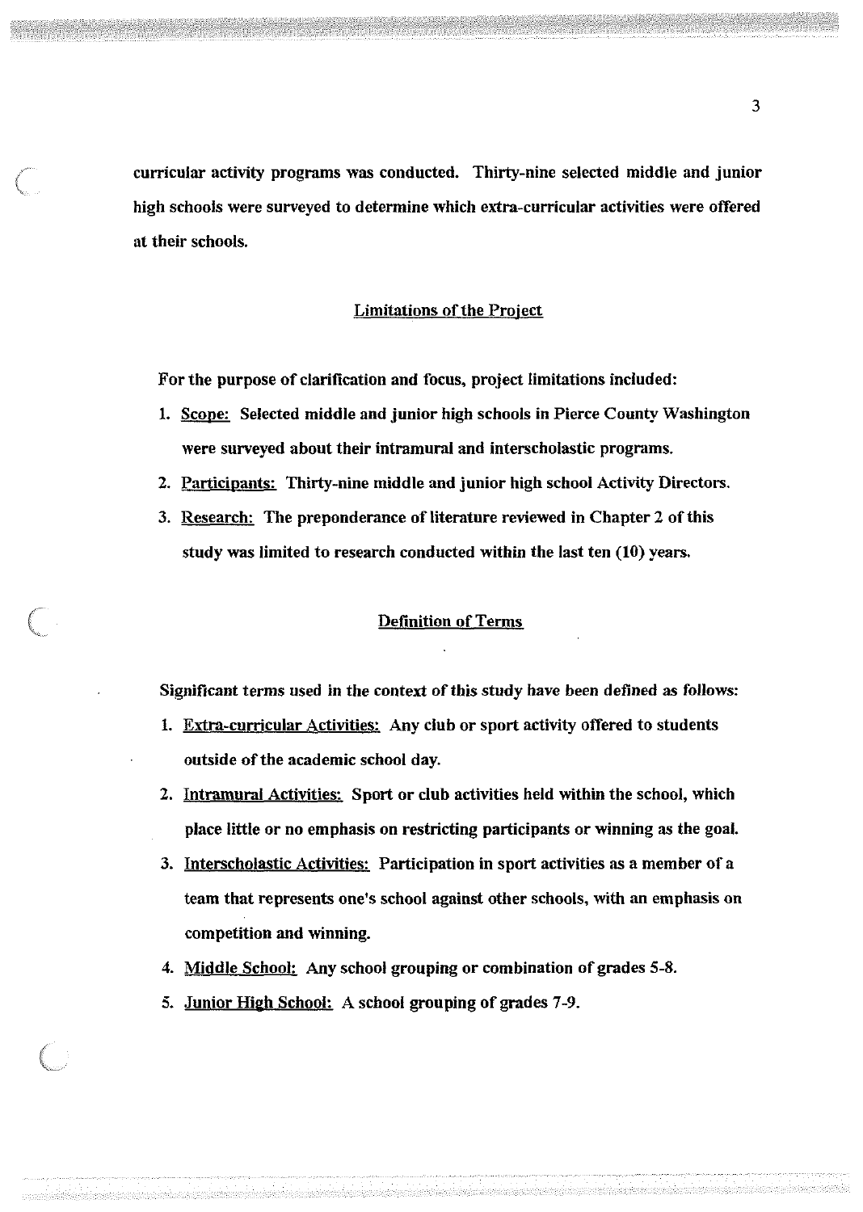curricular activity programs was conducted. Thirty-nine selected middle and junior high schools were surveyed to determine which extra-curricular activities were offered at their schools.

## Limitations of the Project

For the purpose of clarification and focus, project limitations included:

1. Scope: Selected middle and junior high schools in Pierce County Washington were surveyed about their intramural and interscholastic programs.
2. Participants: Thirty-nine middle and junior high school Activity Directors.
3. Research: The preponderance of literature reviewed in Chapter 2 of this study was limited to research conducted within the last ten (10) years.

## Definition of Terms

Significant terms used in the context of this study have been defined as follows:

1. Extra-curricular Activities: Any club or sport activity offered to students outside of the academic school day.
2. Intramural Activities: Sport or club activities held within the school, which place little or no emphasis on restricting participants or winning as the goal.
3. Interscholastic Activities: Participation in sport activities as a member of a team that represents one's school against other schools, with an emphasis on competition and winning.
4. Middle School: Any school grouping or combination of grades 5-8.
5. Junior High School: A school grouping of grades 7-9.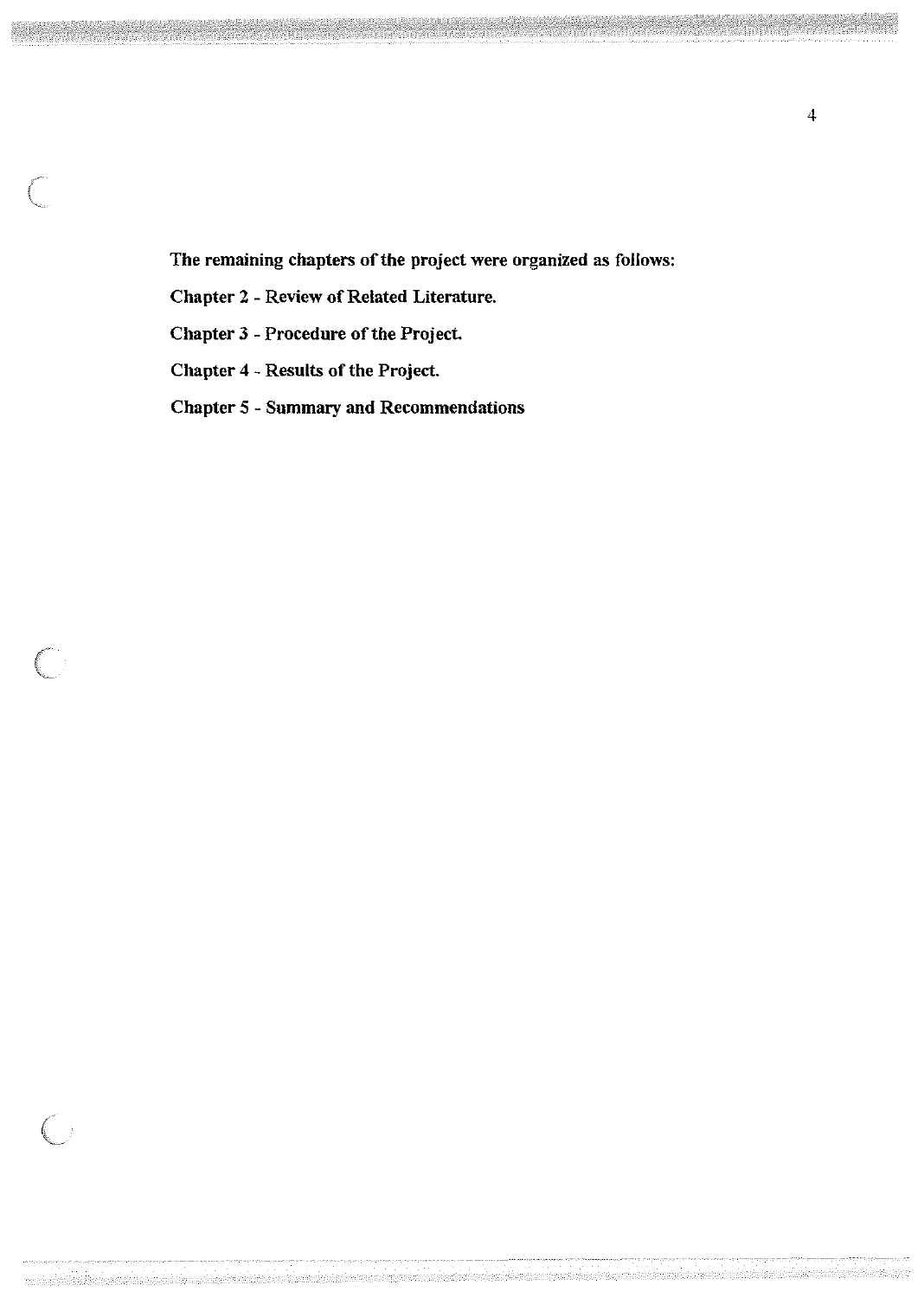**The remaining chapters of the project were organized as follows:**

**Chapter 2 - Review of Related Literature.**

**Chapter 3 - Procedure of the Project.**

**Chapter 4 - Results of the Project.**

**Chapter 5 - Summary and Recommendations**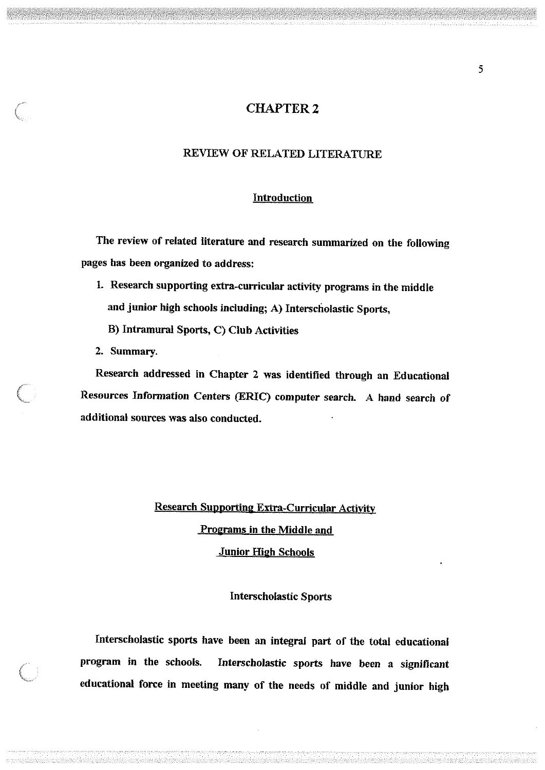# CHAPTER 2

## REVIEW OF RELATED LITERATURE

### Introduction

The review of related literature and research summarized on the following pages has been organized to address:

1. Research supporting extra-curricular activity programs in the middle and junior high schools including; A) Interscholastic Sports, B) Intramural Sports, C) Club Activities
2. Summary.

Research addressed in Chapter 2 was identified through an Educational Resources Information Centers (ERIC) computer search. A hand search of additional sources was also conducted.

### Research Supporting Extra-Curricular Activity Programs in the Middle and Junior High Schools

#### Interscholastic Sports

Interscholastic sports have been an integral part of the total educational program in the schools. Interscholastic sports have been a significant educational force in meeting many of the needs of middle and junior high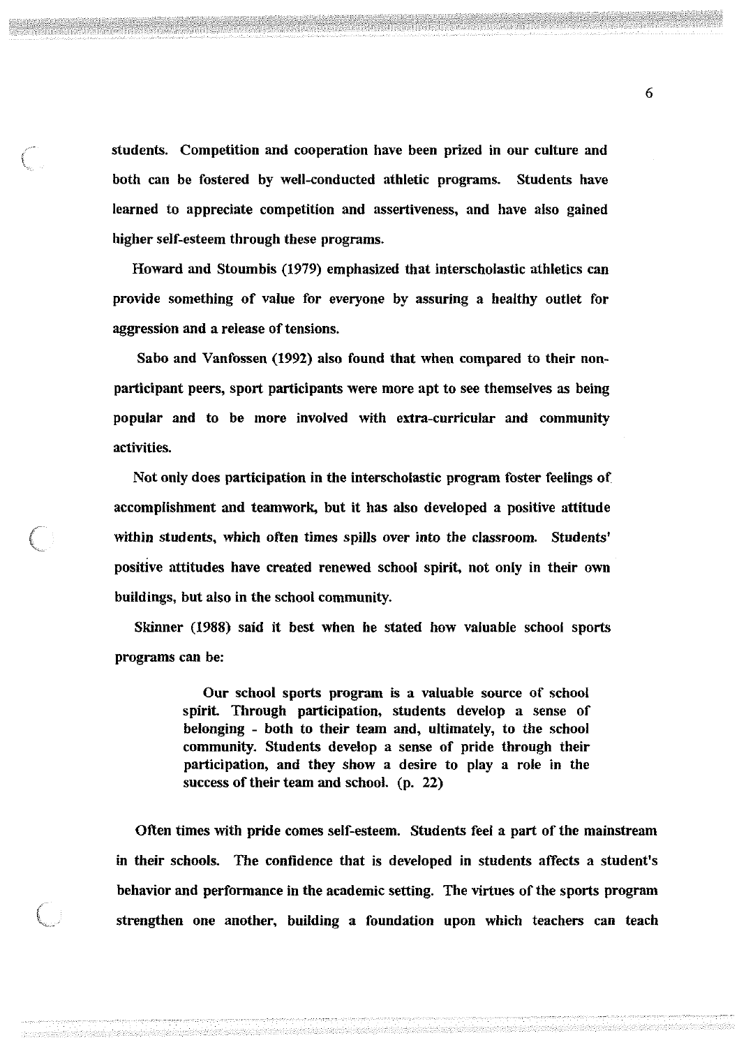students. Competition and cooperation have been prized in our culture and both can be fostered by well-conducted athletic programs. Students have learned to appreciate competition and assertiveness, and have also gained higher self-esteem through these programs.

Howard and Stoumbis (1979) emphasized that interscholastic athletics can provide something of value for everyone by assuring a healthy outlet for aggression and a release of tensions.

Sabo and Vanfossen (1992) also found that when compared to their non-participant peers, sport participants were more apt to see themselves as being popular and to be more involved with extra-curricular and community activities.

Not only does participation in the interscholastic program foster feelings of accomplishment and teamwork, but it has also developed a positive attitude within students, which often times spills over into the classroom. Students' positive attitudes have created renewed school spirit, not only in their own buildings, but also in the school community.

Skinner (1988) said it best when he stated how valuable school sports programs can be:

> Our school sports program is a valuable source of school spirit. Through participation, students develop a sense of belonging - both to their team and, ultimately, to the school community. Students develop a sense of pride through their participation, and they show a desire to play a role in the success of their team and school. (p. 22)

Often times with pride comes self-esteem. Students feel a part of the mainstream in their schools. The confidence that is developed in students affects a student's behavior and performance in the academic setting. The virtues of the sports program strengthen one another, building a foundation upon which teachers can teach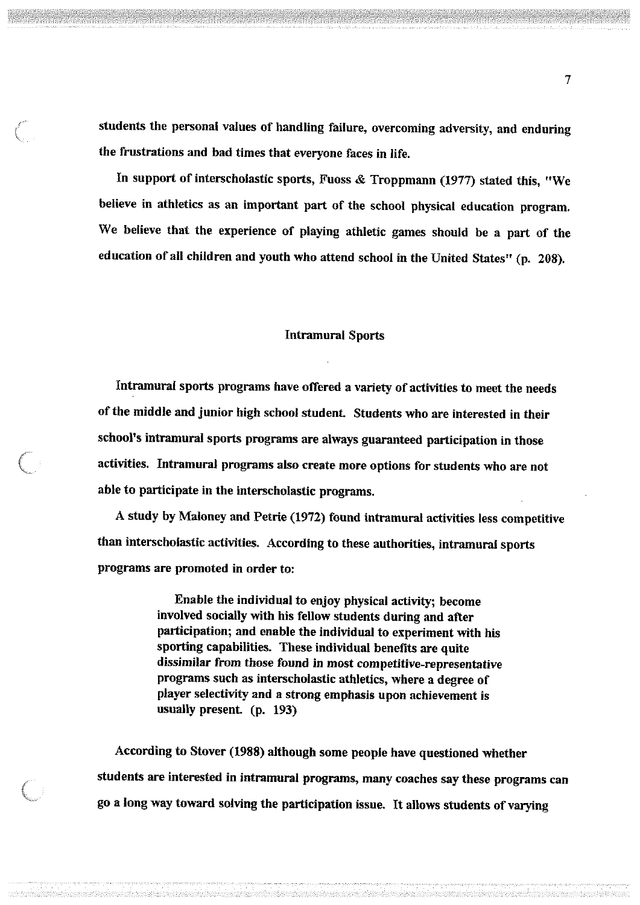students the personal values of handling failure, overcoming adversity, and enduring the frustrations and bad times that everyone faces in life.

In support of interscholastic sports, Fuoss & Troppmann (1977) stated this, "We believe in athletics as an important part of the school physical education program. We believe that the experience of playing athletic games should be a part of the education of all children and youth who attend school in the United States" (p. 208).

## Intramural Sports

Intramural sports programs have offered a variety of activities to meet the needs of the middle and junior high school student. Students who are interested in their school's intramural sports programs are always guaranteed participation in those activities. Intramural programs also create more options for students who are not able to participate in the interscholastic programs.

A study by Maloney and Petrie (1972) found intramural activities less competitive than interscholastic activities. According to these authorities, intramural sports programs are promoted in order to:

> Enable the individual to enjoy physical activity; become involved socially with his fellow students during and after participation; and enable the individual to experiment with his sporting capabilities. These individual benefits are quite dissimilar from those found in most competitive-representative programs such as interscholastic athletics, where a degree of player selectivity and a strong emphasis upon achievement is usually present. (p. 193)

According to Stover (1988) although some people have questioned whether students are interested in intramural programs, many coaches say these programs can go a long way toward solving the participation issue. It allows students of varying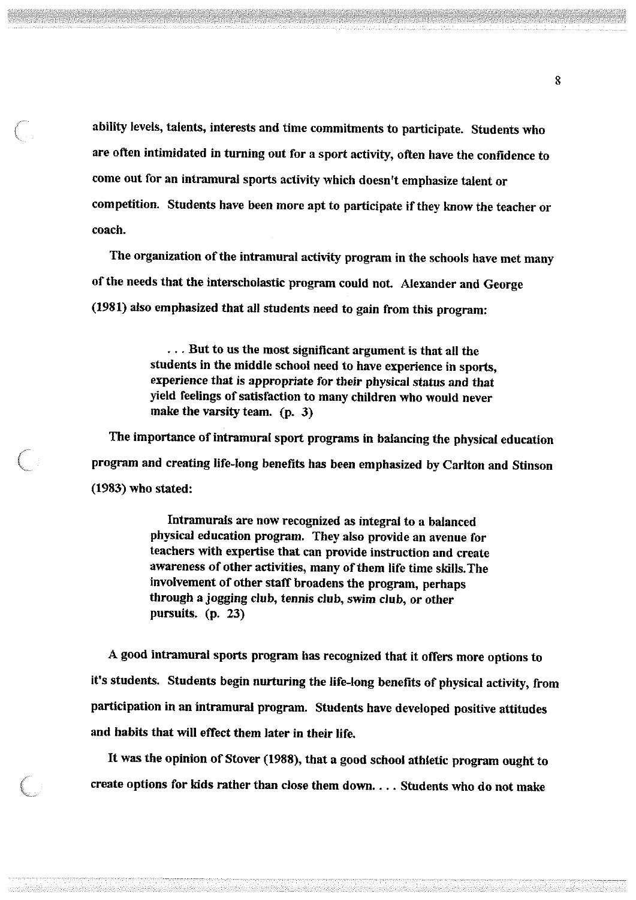ability levels, talents, interests and time commitments to participate. Students who are often intimidated in turning out for a sport activity, often have the confidence to come out for an intramural sports activity which doesn't emphasize talent or competition. Students have been more apt to participate if they know the teacher or coach.

The organization of the intramural activity program in the schools have met many of the needs that the interscholastic program could not. Alexander and George (1981) also emphasized that all students need to gain from this program:

> . . . But to us the most significant argument is that all the students in the middle school need to have experience in sports, experience that is appropriate for their physical status and that yield feelings of satisfaction to many children who would never make the varsity team. (p. 3)

The importance of intramural sport programs in balancing the physical education program and creating life-long benefits has been emphasized by Carlton and Stinson (1983) who stated:

> Intramurals are now recognized as integral to a balanced physical education program. They also provide an avenue for teachers with expertise that can provide instruction and create awareness of other activities, many of them life time skills. The involvement of other staff broadens the program, perhaps through a jogging club, tennis club, swim club, or other pursuits. (p. 23)

A good intramural sports program has recognized that it offers more options to it's students. Students begin nurturing the life-long benefits of physical activity, from participation in an intramural program. Students have developed positive attitudes and habits that will effect them later in their life.

It was the opinion of Stover (1988), that a good school athletic program ought to create options for kids rather than close them down. . . . Students who do not make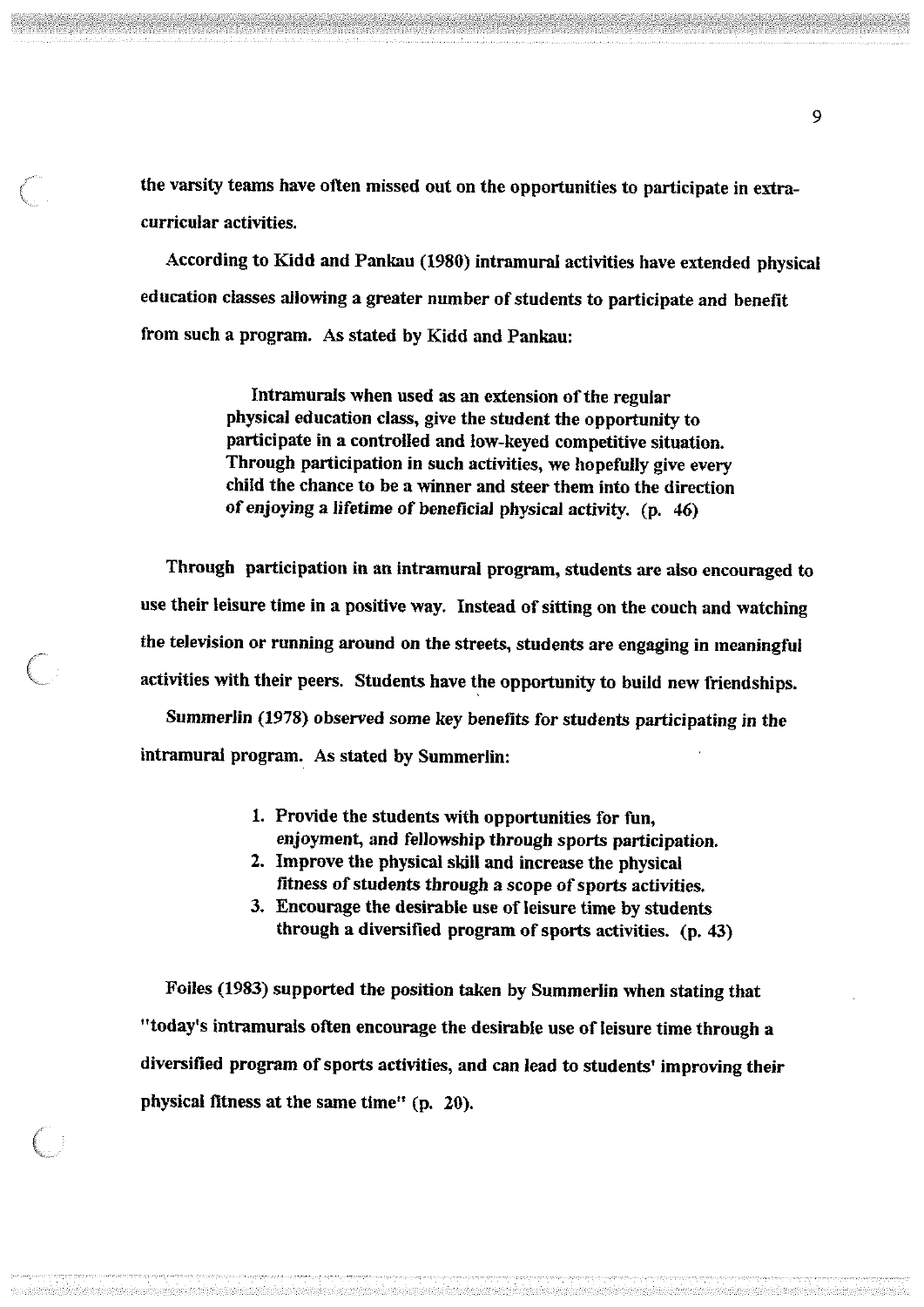the varsity teams have often missed out on the opportunities to participate in extra-curricular activities.

According to Kidd and Pankau (1980) intramural activities have extended physical education classes allowing a greater number of students to participate and benefit from such a program. As stated by Kidd and Pankau:

> Intramurals when used as an extension of the regular physical education class, give the student the opportunity to participate in a controlled and low-keyed competitive situation. Through participation in such activities, we hopefully give every child the chance to be a winner and steer them into the direction of enjoying a lifetime of beneficial physical activity. (p. 46)

Through participation in an intramural program, students are also encouraged to use their leisure time in a positive way. Instead of sitting on the couch and watching the television or running around on the streets, students are engaging in meaningful activities with their peers. Students have the opportunity to build new friendships.

Summerlin (1978) observed some key benefits for students participating in the intramural program. As stated by Summerlin:

> 1. Provide the students with opportunities for fun, enjoyment, and fellowship through sports participation.
> 2. Improve the physical skill and increase the physical fitness of students through a scope of sports activities.
> 3. Encourage the desirable use of leisure time by students through a diversified program of sports activities. (p. 43)

Foiles (1983) supported the position taken by Summerlin when stating that "today's intramurals often encourage the desirable use of leisure time through a diversified program of sports activities, and can lead to students' improving their physical fitness at the same time" (p. 20).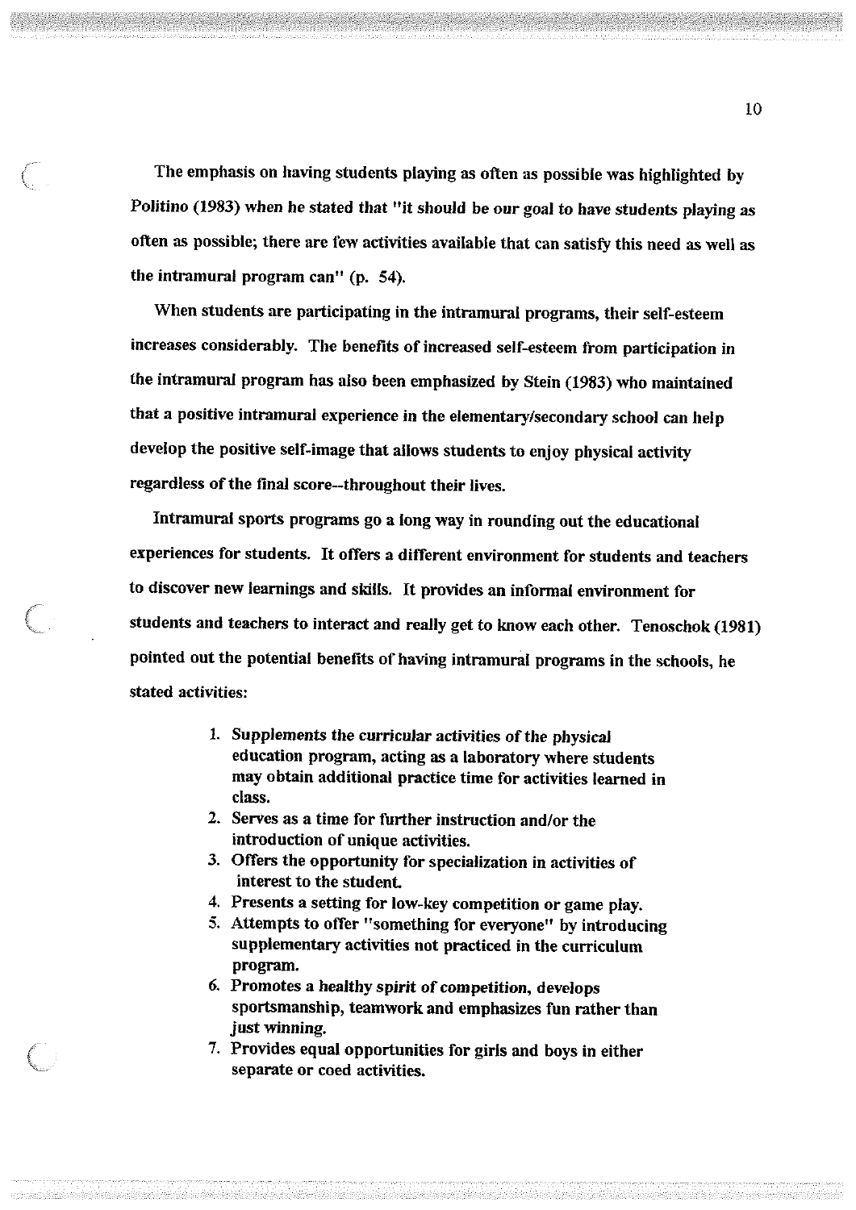The emphasis on having students playing as often as possible was highlighted by Politino (1983) when he stated that "it should be our goal to have students playing as often as possible; there are few activities available that can satisfy this need as well as the intramural program can" (p. 54).

When students are participating in the intramural programs, their self-esteem increases considerably. The benefits of increased self-esteem from participation in the intramural program has also been emphasized by Stein (1983) who maintained that a positive intramural experience in the elementary/secondary school can help develop the positive self-image that allows students to enjoy physical activity regardless of the final score--throughout their lives.

Intramural sports programs go a long way in rounding out the educational experiences for students. It offers a different environment for students and teachers to discover new learnings and skills. It provides an informal environment for students and teachers to interact and really get to know each other. Tenoschok (1981) pointed out the potential benefits of having intramural programs in the schools, he stated activities:

1. Supplements the curricular activities of the physical education program, acting as a laboratory where students may obtain additional practice time for activities learned in class.
2. Serves as a time for further instruction and/or the introduction of unique activities.
3. Offers the opportunity for specialization in activities of interest to the student.
4. Presents a setting for low-key competition or game play.
5. Attempts to offer "something for everyone" by introducing supplementary activities not practiced in the curriculum program.
6. Promotes a healthy spirit of competition, develops sportsmanship, teamwork and emphasizes fun rather than just winning.
7. Provides equal opportunities for girls and boys in either separate or coed activities.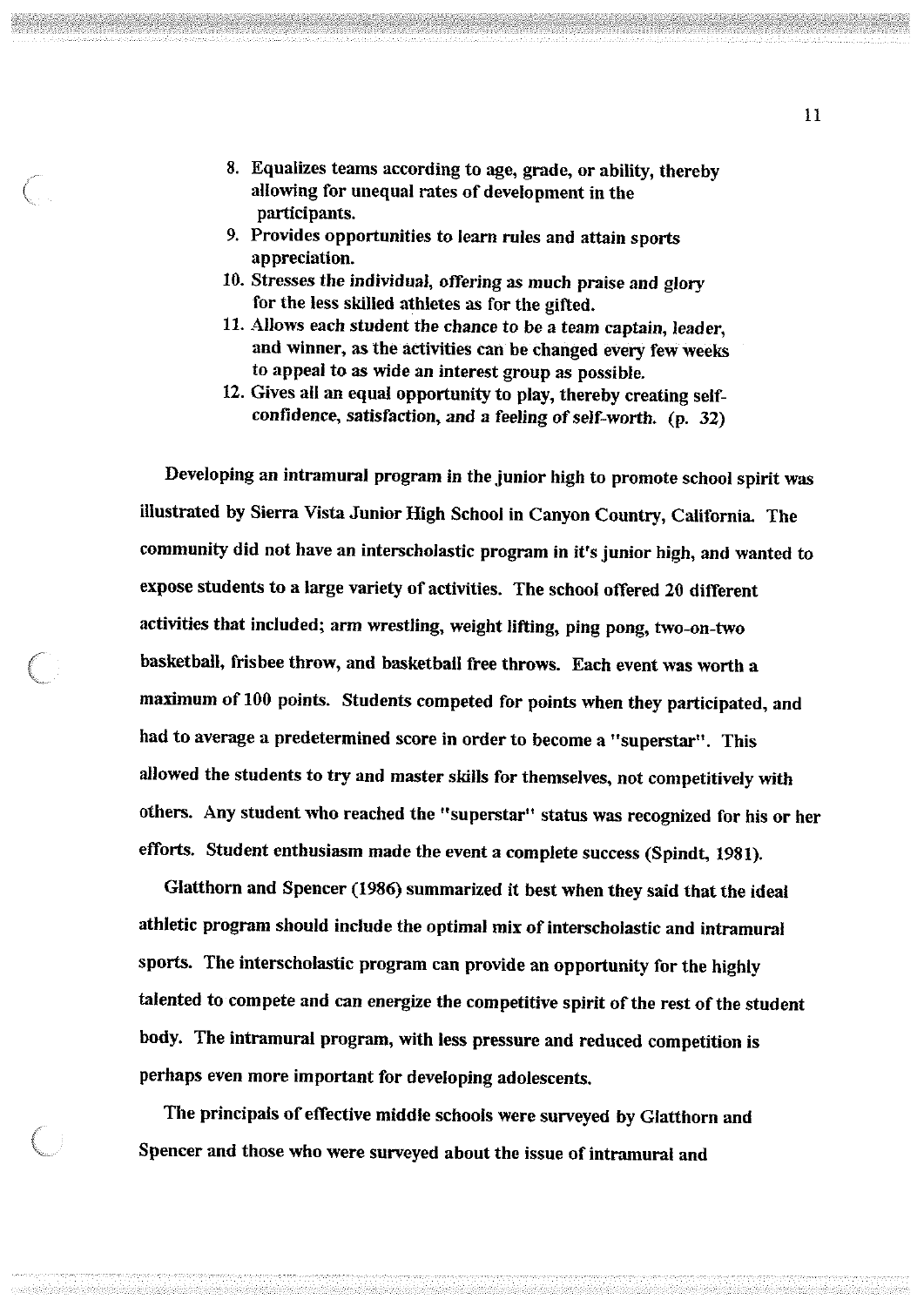8. Equalizes teams according to age, grade, or ability, thereby allowing for unequal rates of development in the participants.
9. Provides opportunities to learn rules and attain sports appreciation.
10. Stresses the individual, offering as much praise and glory for the less skilled athletes as for the gifted.
11. Allows each student the chance to be a team captain, leader, and winner, as the activities can be changed every few weeks to appeal to as wide an interest group as possible.
12. Gives all an equal opportunity to play, thereby creating self-confidence, satisfaction, and a feeling of self-worth. (p. 32)

Developing an intramural program in the junior high to promote school spirit was illustrated by Sierra Vista Junior High School in Canyon Country, California. The community did not have an interscholastic program in it's junior high, and wanted to expose students to a large variety of activities. The school offered 20 different activities that included; arm wrestling, weight lifting, ping pong, two-on-two basketball, frisbee throw, and basketball free throws. Each event was worth a maximum of 100 points. Students competed for points when they participated, and had to average a predetermined score in order to become a "superstar". This allowed the students to try and master skills for themselves, not competitively with others. Any student who reached the "superstar" status was recognized for his or her efforts. Student enthusiasm made the event a complete success (Spindt, 1981).

Glatthorn and Spencer (1986) summarized it best when they said that the ideal athletic program should include the optimal mix of interscholastic and intramural sports. The interscholastic program can provide an opportunity for the highly talented to compete and can energize the competitive spirit of the rest of the student body. The intramural program, with less pressure and reduced competition is perhaps even more important for developing adolescents.

The principals of effective middle schools were surveyed by Glatthorn and Spencer and those who were surveyed about the issue of intramural and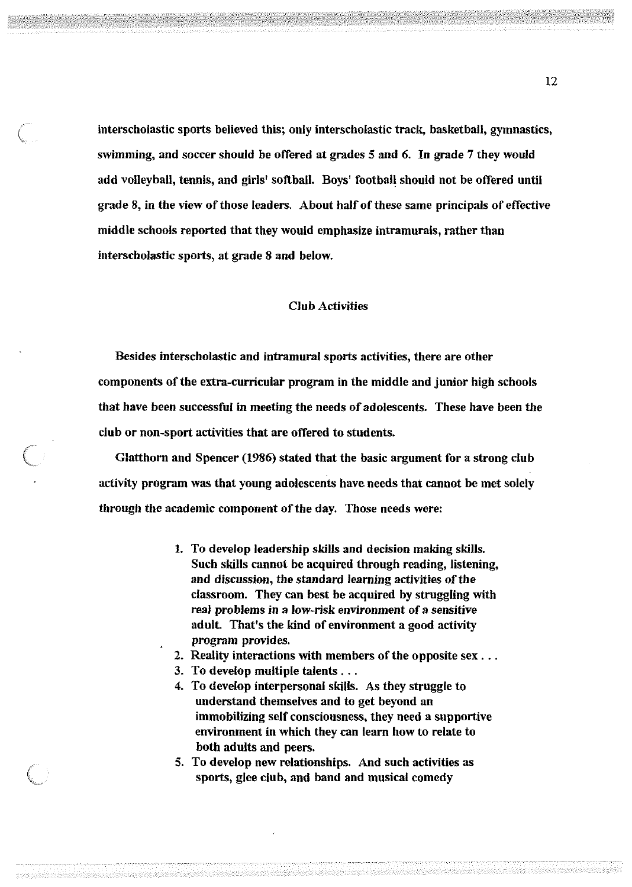interscholastic sports believed this; only interscholastic track, basketball, gymnastics, swimming, and soccer should be offered at grades 5 and 6. In grade 7 they would add volleyball, tennis, and girls' softball. Boys' football should not be offered until grade 8, in the view of those leaders. About half of these same principals of effective middle schools reported that they would emphasize intramurals, rather than interscholastic sports, at grade 8 and below.

## Club Activities

Besides interscholastic and intramural sports activities, there are other components of the extra-curricular program in the middle and junior high schools that have been successful in meeting the needs of adolescents. These have been the club or non-sport activities that are offered to students.

Glatthorn and Spencer (1986) stated that the basic argument for a strong club activity program was that young adolescents have needs that cannot be met solely through the academic component of the day. Those needs were:

> 1. To develop leadership skills and decision making skills. Such skills cannot be acquired through reading, listening, and discussion, the standard learning activities of the classroom. They can best be acquired by struggling with real problems in a low-risk environment of a sensitive adult. That's the kind of environment a good activity program provides.
> 2. Reality interactions with members of the opposite sex . . .
> 3. To develop multiple talents . . .
> 4. To develop interpersonal skills. As they struggle to understand themselves and to get beyond an immobilizing self consciousness, they need a supportive environment in which they can learn how to relate to both adults and peers.
> 5. To develop new relationships. And such activities as sports, glee club, and band and musical comedy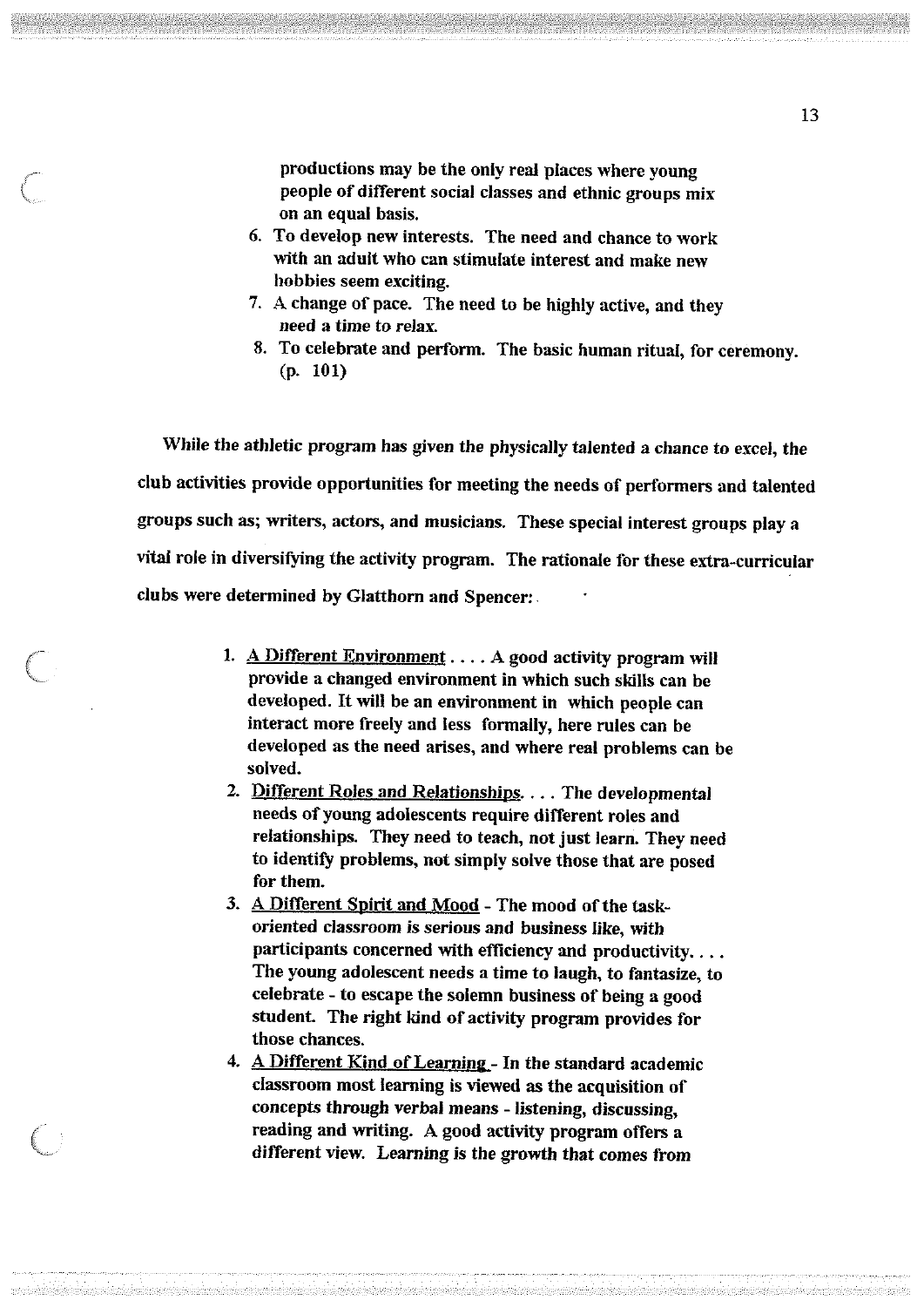productions may be the only real places where young people of different social classes and ethnic groups mix on an equal basis.

6. To develop new interests. The need and chance to work with an adult who can stimulate interest and make new hobbies seem exciting.
7. A change of pace. The need to be highly active, and they need a time to relax.
8. To celebrate and perform. The basic human ritual, for ceremony. (p. 101)

While the athletic program has given the physically talented a chance to excel, the club activities provide opportunities for meeting the needs of performers and talented groups such as; writers, actors, and musicians. These special interest groups play a vital role in diversifying the activity program. The rationale for these extra-curricular clubs were determined by Glatthorn and Spencer:

1. <u>A Different Environment</u> . . . . A good activity program will provide a changed environment in which such skills can be developed. It will be an environment in which people can interact more freely and less formally, here rules can be developed as the need arises, and where real problems can be solved.
2. <u>Different Roles and Relationships</u>. . . . The developmental needs of young adolescents require different roles and relationships. They need to teach, not just learn. They need to identify problems, not simply solve those that are posed for them.
3. <u>A Different Spirit and Mood</u> - The mood of the task-oriented classroom is serious and business like, with participants concerned with efficiency and productivity. . . . The young adolescent needs a time to laugh, to fantasize, to celebrate - to escape the solemn business of being a good student. The right kind of activity program provides for those chances.
4. <u>A Different Kind of Learning</u> - In the standard academic classroom most learning is viewed as the acquisition of concepts through verbal means - listening, discussing, reading and writing. A good activity program offers a different view. Learning is the growth that comes from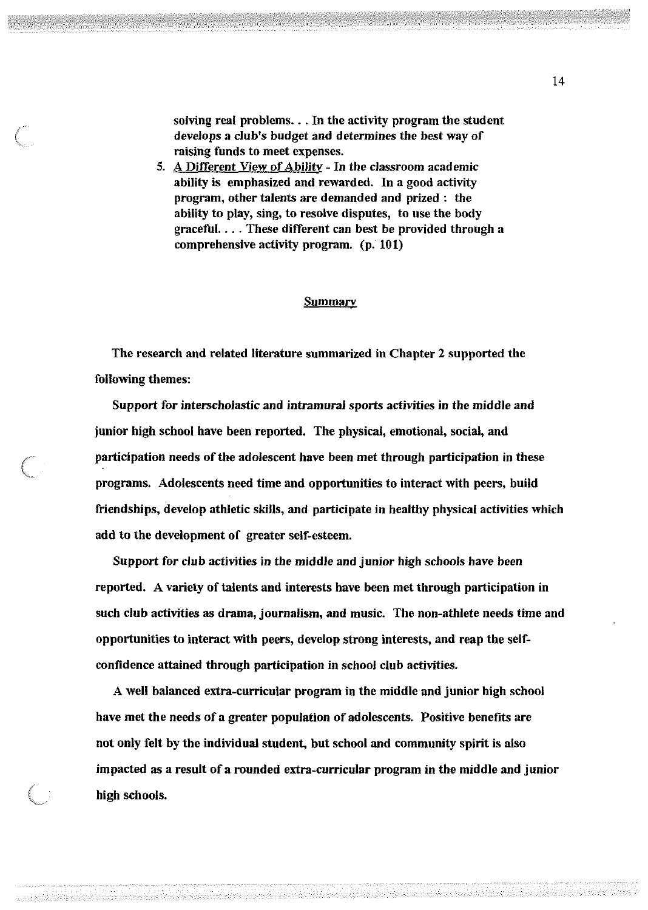> solving real problems. . . In the activity program the student develops a club's budget and determines the best way of raising funds to meet expenses.
>
> 5. A Different View of Ability - In the classroom academic ability is emphasized and rewarded. In a good activity program, other talents are demanded and prized : the ability to play, sing, to resolve disputes, to use the body graceful. . . . These different can best be provided through a comprehensive activity program. (p. 101)

## Summary

The research and related literature summarized in Chapter 2 supported the following themes:

Support for interscholastic and intramural sports activities in the middle and junior high school have been reported. The physical, emotional, social, and participation needs of the adolescent have been met through participation in these programs. Adolescents need time and opportunities to interact with peers, build friendships, develop athletic skills, and participate in healthy physical activities which add to the development of greater self-esteem.

Support for club activities in the middle and junior high schools have been reported. A variety of talents and interests have been met through participation in such club activities as drama, journalism, and music. The non-athlete needs time and opportunities to interact with peers, develop strong interests, and reap the self-confidence attained through participation in school club activities.

A well balanced extra-curricular program in the middle and junior high school have met the needs of a greater population of adolescents. Positive benefits are not only felt by the individual student, but school and community spirit is also impacted as a result of a rounded extra-curricular program in the middle and junior high schools.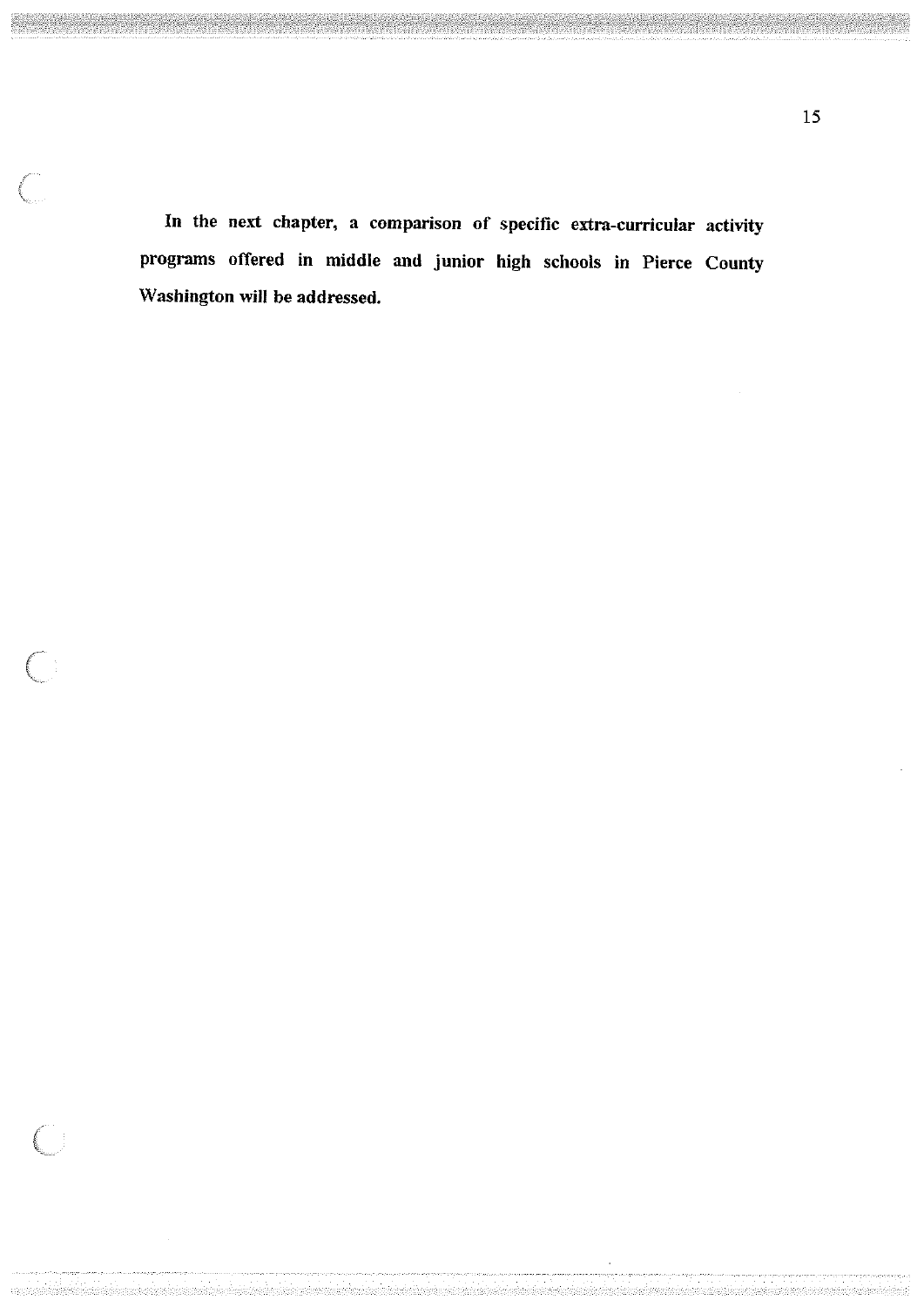**In the next chapter, a comparison of specific extra-curricular activity programs offered in middle and junior high schools in Pierce County Washington will be addressed.**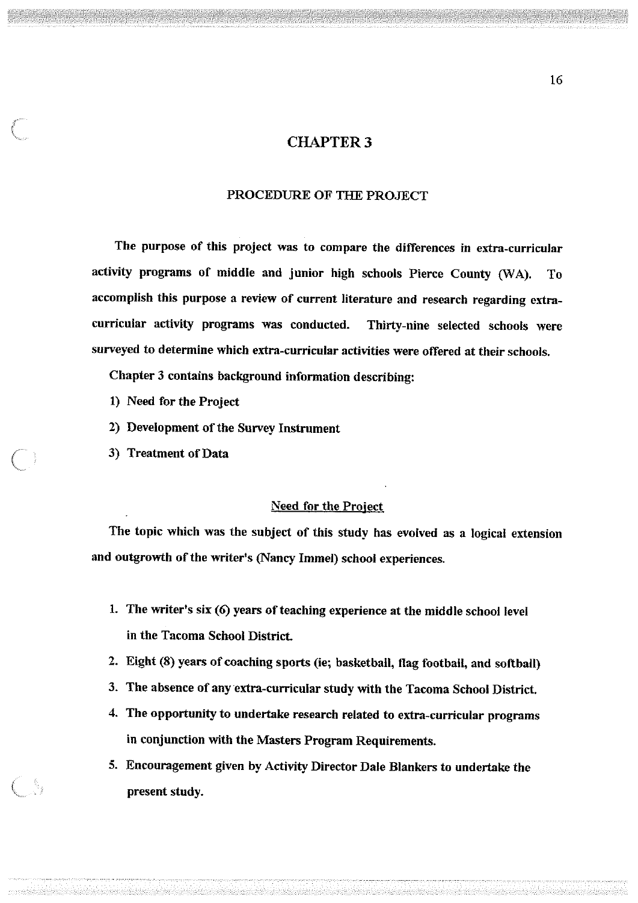# CHAPTER 3

## PROCEDURE OF THE PROJECT

The purpose of this project was to compare the differences in extra-curricular activity programs of middle and junior high schools Pierce County (WA). To accomplish this purpose a review of current literature and research regarding extra-curricular activity programs was conducted. Thirty-nine selected schools were surveyed to determine which extra-curricular activities were offered at their schools.

Chapter 3 contains background information describing:

1) Need for the Project
2) Development of the Survey Instrument
3) Treatment of Data

### Need for the Project

The topic which was the subject of this study has evolved as a logical extension and outgrowth of the writer's (Nancy Immel) school experiences.

1. The writer's six (6) years of teaching experience at the middle school level in the Tacoma School District.
2. Eight (8) years of coaching sports (ie; basketball, flag football, and softball)
3. The absence of any extra-curricular study with the Tacoma School District.
4. The opportunity to undertake research related to extra-curricular programs in conjunction with the Masters Program Requirements.
5. Encouragement given by Activity Director Dale Blankers to undertake the present study.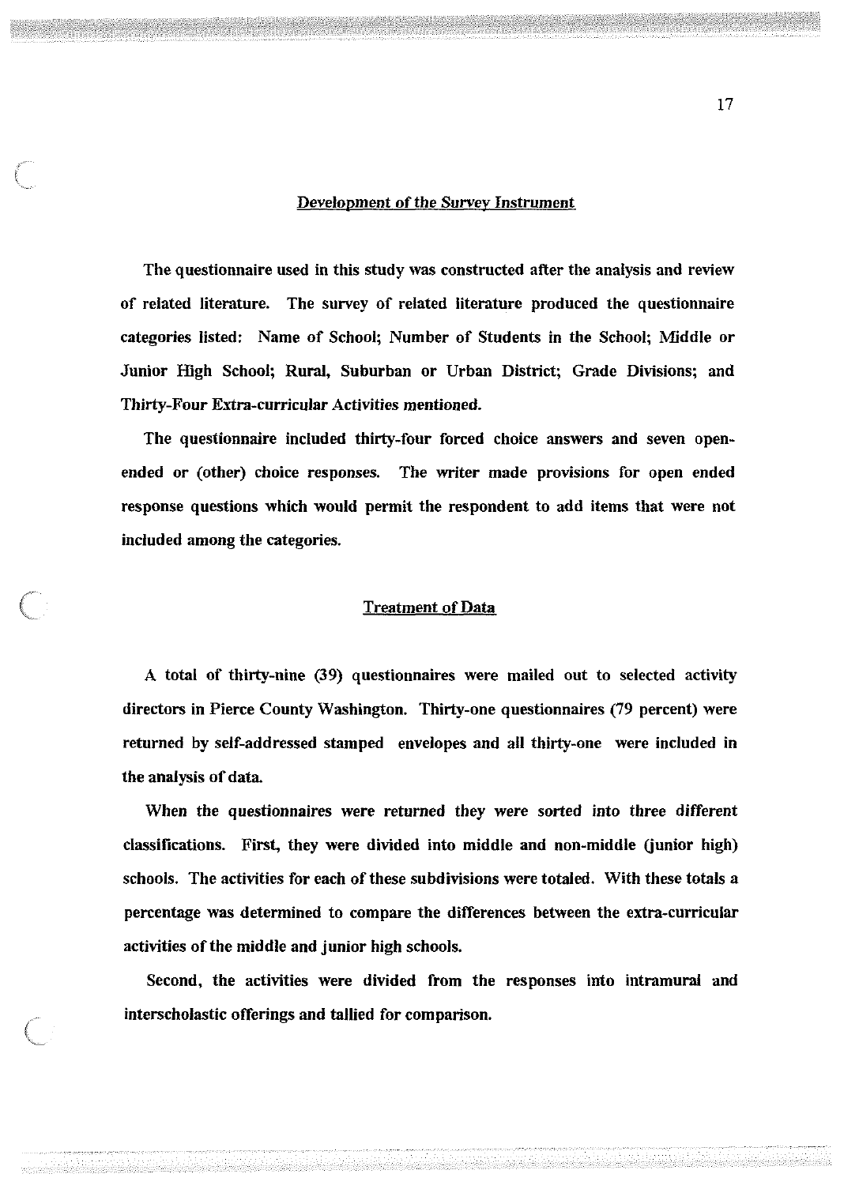## Development of the Survey Instrument

The questionnaire used in this study was constructed after the analysis and review of related literature. The survey of related literature produced the questionnaire categories listed: Name of School; Number of Students in the School; Middle or Junior High School; Rural, Suburban or Urban District; Grade Divisions; and Thirty-Four Extra-curricular Activities mentioned.

The questionnaire included thirty-four forced choice answers and seven open-ended or (other) choice responses. The writer made provisions for open ended response questions which would permit the respondent to add items that were not included among the categories.

## Treatment of Data

A total of thirty-nine (39) questionnaires were mailed out to selected activity directors in Pierce County Washington. Thirty-one questionnaires (79 percent) were returned by self-addressed stamped envelopes and all thirty-one were included in the analysis of data.

When the questionnaires were returned they were sorted into three different classifications. First, they were divided into middle and non-middle (junior high) schools. The activities for each of these subdivisions were totaled. With these totals a percentage was determined to compare the differences between the extra-curricular activities of the middle and junior high schools.

Second, the activities were divided from the responses into intramural and interscholastic offerings and tallied for comparison.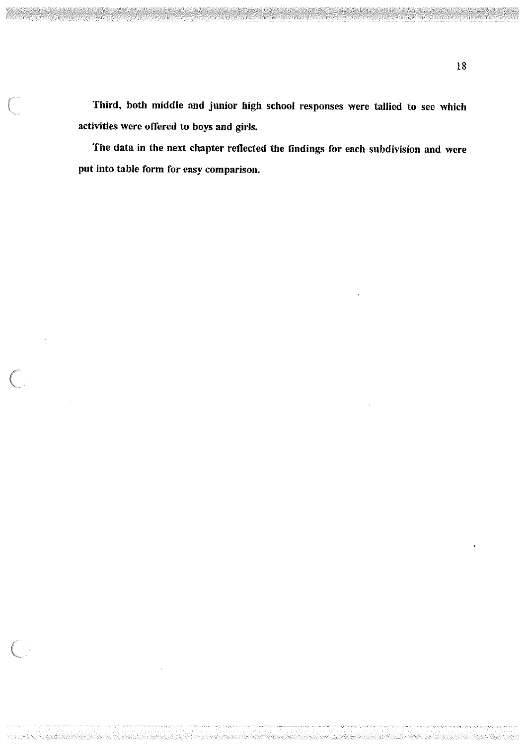Third, both middle and junior high school responses were tallied to see which activities were offered to boys and girls.

The data in the next chapter reflected the findings for each subdivision and were put into table form for easy comparison.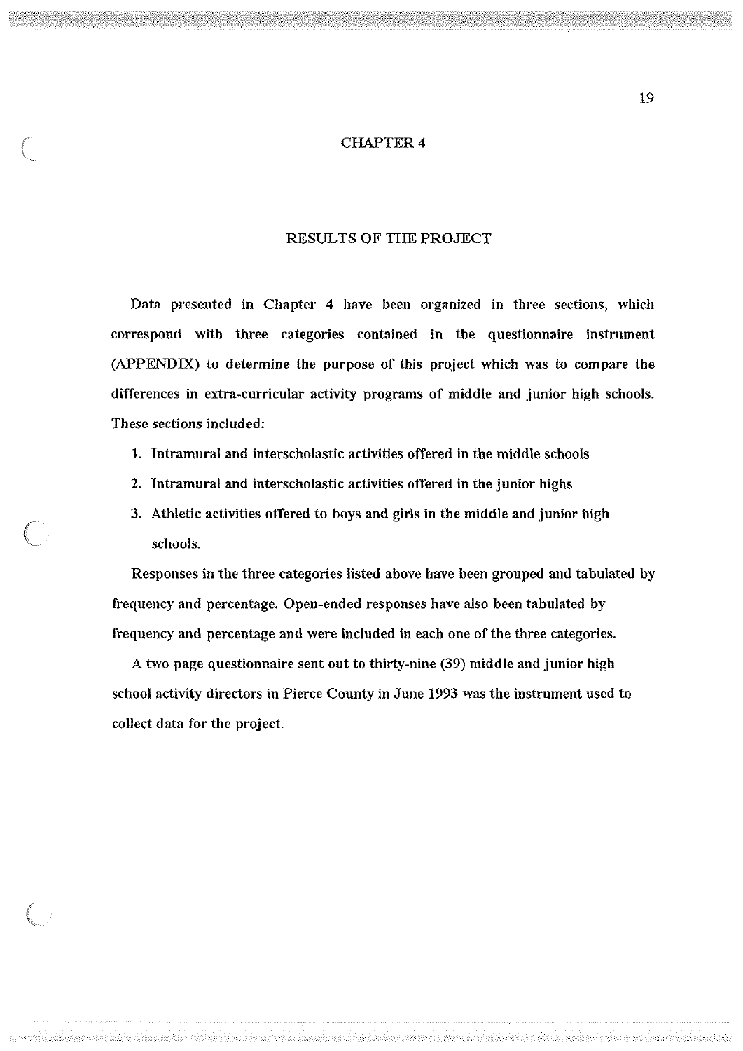# CHAPTER 4

## RESULTS OF THE PROJECT

Data presented in Chapter 4 have been organized in three sections, which correspond with three categories contained in the questionnaire instrument (APPENDIX) to determine the purpose of this project which was to compare the differences in extra-curricular activity programs of middle and junior high schools. These sections included:

1. Intramural and interscholastic activities offered in the middle schools
2. Intramural and interscholastic activities offered in the junior highs
3. Athletic activities offered to boys and girls in the middle and junior high schools.

Responses in the three categories listed above have been grouped and tabulated by frequency and percentage. Open-ended responses have also been tabulated by frequency and percentage and were included in each one of the three categories.

A two page questionnaire sent out to thirty-nine (39) middle and junior high school activity directors in Pierce County in June 1993 was the instrument used to collect data for the project.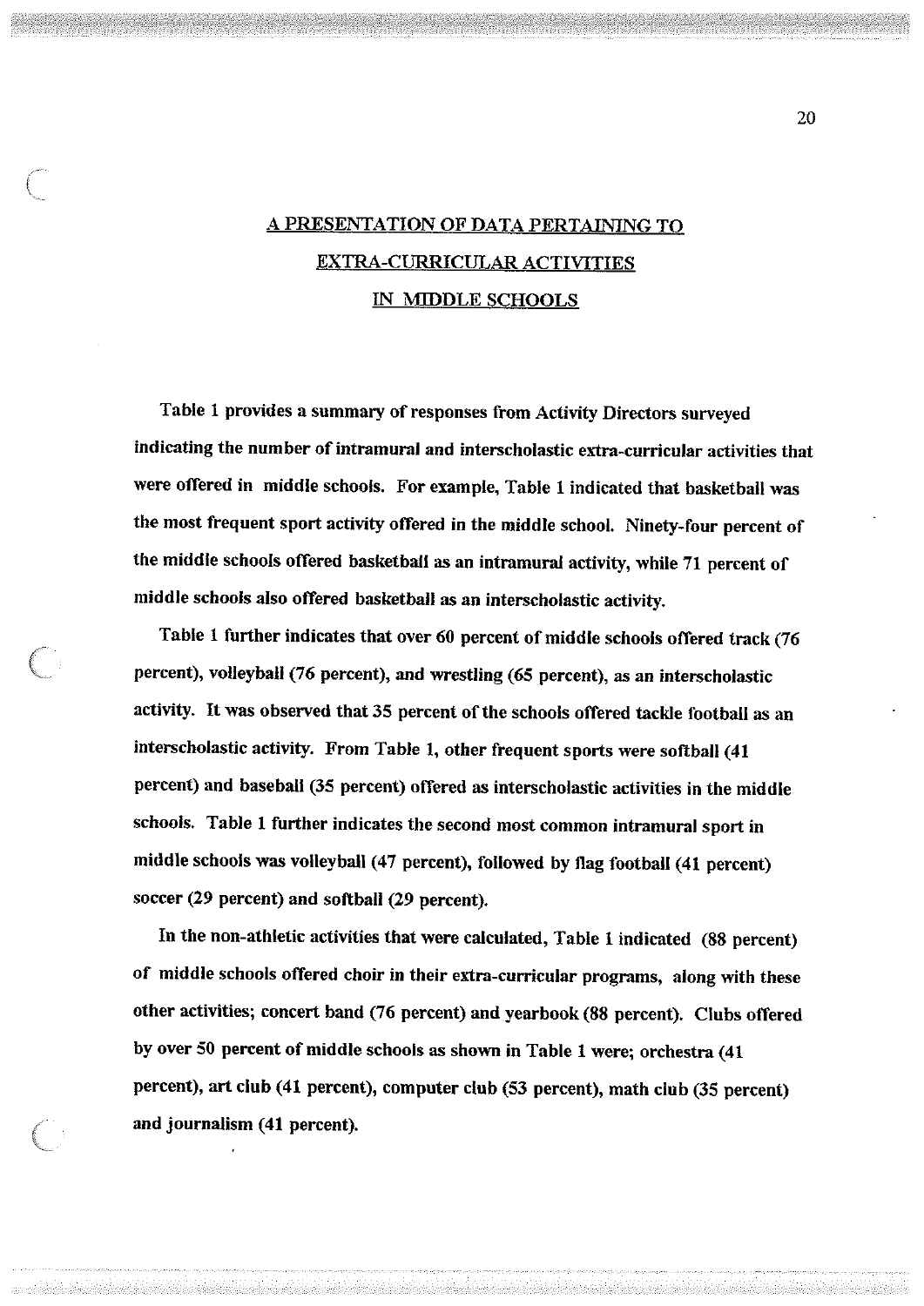## A PRESENTATION OF DATA PERTAINING TO EXTRA-CURRICULAR ACTIVITIES IN MIDDLE SCHOOLS

Table 1 provides a summary of responses from Activity Directors surveyed indicating the number of intramural and interscholastic extra-curricular activities that were offered in middle schools. For example, Table 1 indicated that basketball was the most frequent sport activity offered in the middle school. Ninety-four percent of the middle schools offered basketball as an intramural activity, while 71 percent of middle schools also offered basketball as an interscholastic activity.

Table 1 further indicates that over 60 percent of middle schools offered track (76 percent), volleyball (76 percent), and wrestling (65 percent), as an interscholastic activity. It was observed that 35 percent of the schools offered tackle football as an interscholastic activity. From Table 1, other frequent sports were softball (41 percent) and baseball (35 percent) offered as interscholastic activities in the middle schools. Table 1 further indicates the second most common intramural sport in middle schools was volleyball (47 percent), followed by flag football (41 percent) soccer (29 percent) and softball (29 percent).

In the non-athletic activities that were calculated, Table 1 indicated (88 percent) of middle schools offered choir in their extra-curricular programs, along with these other activities; concert band (76 percent) and yearbook (88 percent). Clubs offered by over 50 percent of middle schools as shown in Table 1 were; orchestra (41 percent), art club (41 percent), computer club (53 percent), math club (35 percent) and journalism (41 percent).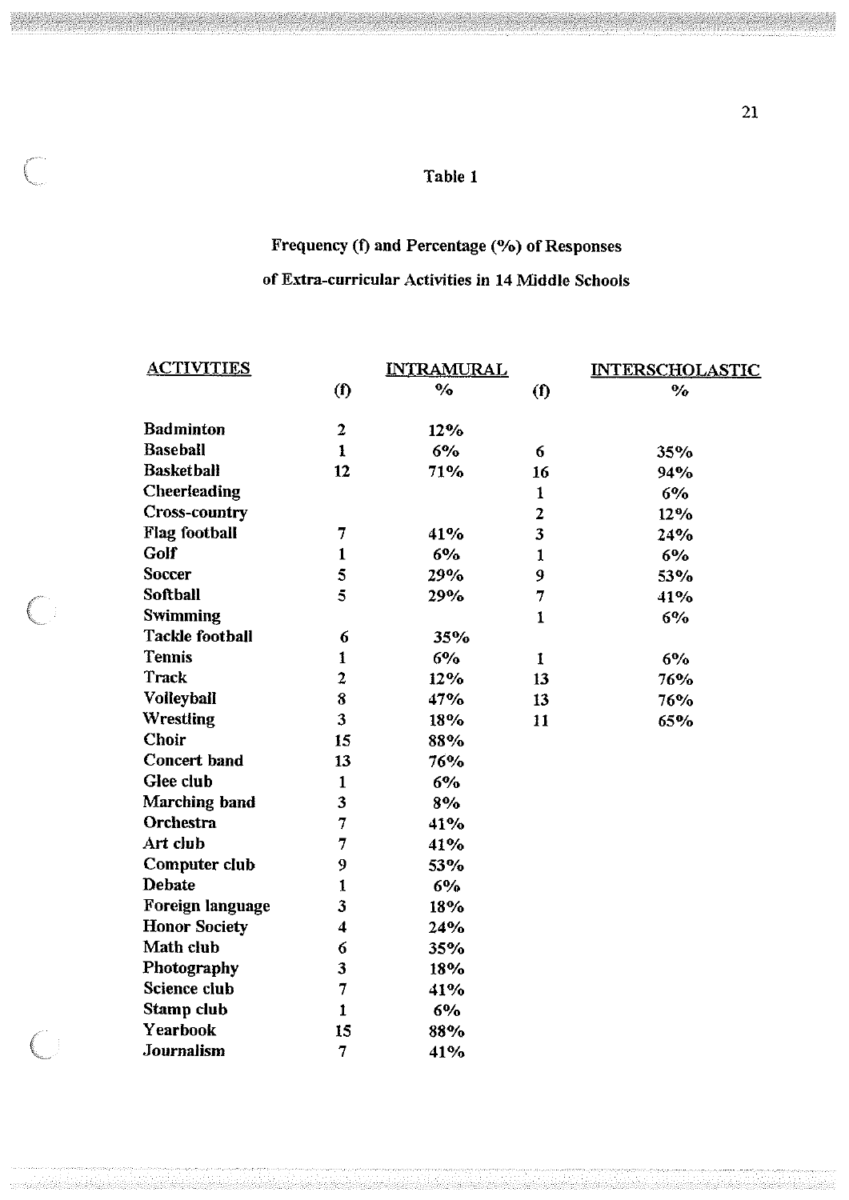Table 1

Frequency (f) and Percentage (%) of Responses

of Extra-curricular Activities in 14 Middle Schools

| ACTIVITIES | INTRAMURAL | | INTERSCHOLASTIC | |
|---|---|---|---|---|
| | (f) | % | (f) | % |
| Badminton | 2 | 12% | | |
| Baseball | 1 | 6% | 6 | 35% |
| Basketball | 12 | 71% | 16 | 94% |
| Cheerleading | | | 1 | 6% |
| Cross-country | | | 2 | 12% |
| Flag football | 7 | 41% | 3 | 24% |
| Golf | 1 | 6% | 1 | 6% |
| Soccer | 5 | 29% | 9 | 53% |
| Softball | 5 | 29% | 7 | 41% |
| Swimming | | | 1 | 6% |
| Tackle football | 6 | 35% | | |
| Tennis | 1 | 6% | 1 | 6% |
| Track | 2 | 12% | 13 | 76% |
| Volleyball | 8 | 47% | 13 | 76% |
| Wrestling | 3 | 18% | 11 | 65% |
| Choir | 15 | 88% | | |
| Concert band | 13 | 76% | | |
| Glee club | 1 | 6% | | |
| Marching band | 3 | 8% | | |
| Orchestra | 7 | 41% | | |
| Art club | 7 | 41% | | |
| Computer club | 9 | 53% | | |
| Debate | 1 | 6% | | |
| Foreign language | 3 | 18% | | |
| Honor Society | 4 | 24% | | |
| Math club | 6 | 35% | | |
| Photography | 3 | 18% | | |
| Science club | 7 | 41% | | |
| Stamp club | 1 | 6% | | |
| Yearbook | 15 | 88% | | |
| Journalism | 7 | 41% | | |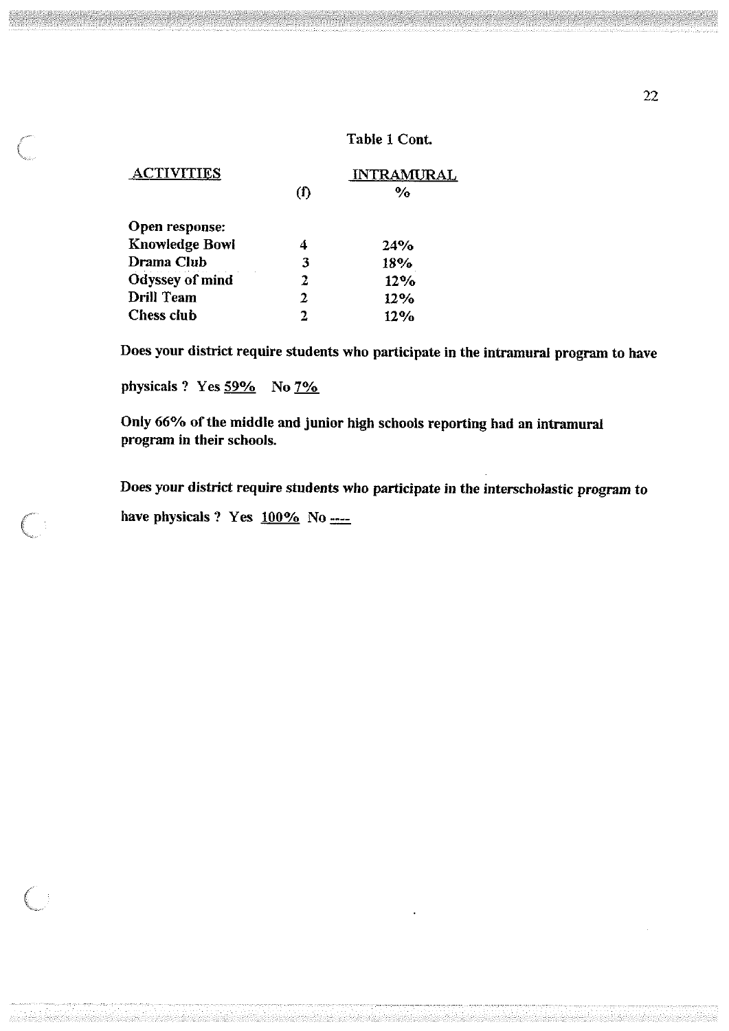Table 1 Cont.

| ACTIVITIES | INTRAMURAL | |
|---|---|---|
| | (f) | % |
| Open response: | | |
| Knowledge Bowl | 4 | 24% |
| Drama Club | 3 | 18% |
| Odyssey of mind | 2 | 12% |
| Drill Team | 2 | 12% |
| Chess club | 2 | 12% |

**Does your district require students who participate in the intramural program to have physicals ? Yes 59% No 7%**

**Only 66% of the middle and junior high schools reporting had an intramural program in their schools.**

**Does your district require students who participate in the interscholastic program to have physicals ? Yes 100% No ----**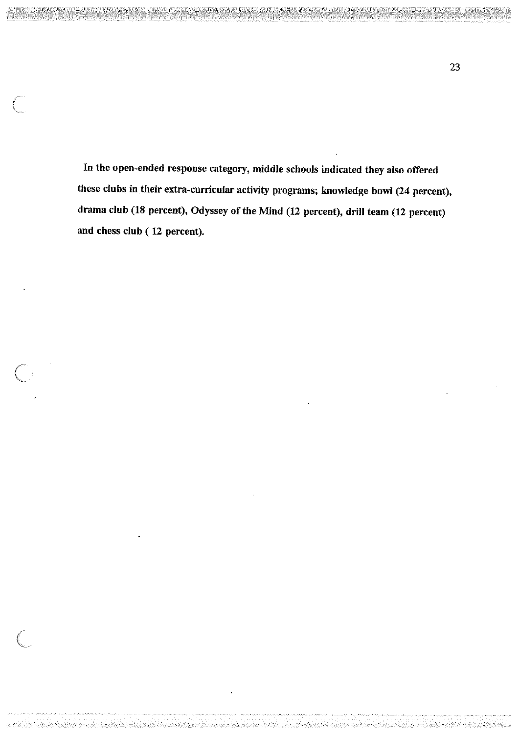In the open-ended response category, middle schools indicated they also offered these clubs in their extra-curricular activity programs; knowledge bowl (24 percent), drama club (18 percent), Odyssey of the Mind (12 percent), drill team (12 percent) and chess club ( 12 percent).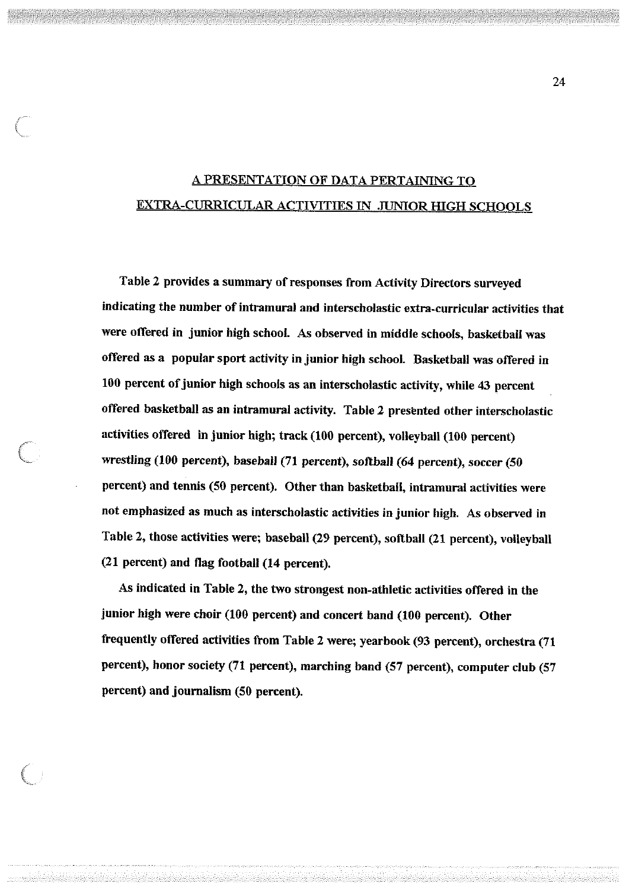## A PRESENTATION OF DATA PERTAINING TO EXTRA-CURRICULAR ACTIVITIES IN JUNIOR HIGH SCHOOLS

Table 2 provides a summary of responses from Activity Directors surveyed indicating the number of intramural and interscholastic extra-curricular activities that were offered in junior high school. As observed in middle schools, basketball was offered as a popular sport activity in junior high school. Basketball was offered in 100 percent of junior high schools as an interscholastic activity, while 43 percent offered basketball as an intramural activity. Table 2 presented other interscholastic activities offered in junior high; track (100 percent), volleyball (100 percent) wrestling (100 percent), baseball (71 percent), softball (64 percent), soccer (50 percent) and tennis (50 percent). Other than basketball, intramural activities were not emphasized as much as interscholastic activities in junior high. As observed in Table 2, those activities were; baseball (29 percent), softball (21 percent), volleyball (21 percent) and flag football (14 percent).

As indicated in Table 2, the two strongest non-athletic activities offered in the junior high were choir (100 percent) and concert band (100 percent). Other frequently offered activities from Table 2 were; yearbook (93 percent), orchestra (71 percent), honor society (71 percent), marching band (57 percent), computer club (57 percent) and journalism (50 percent).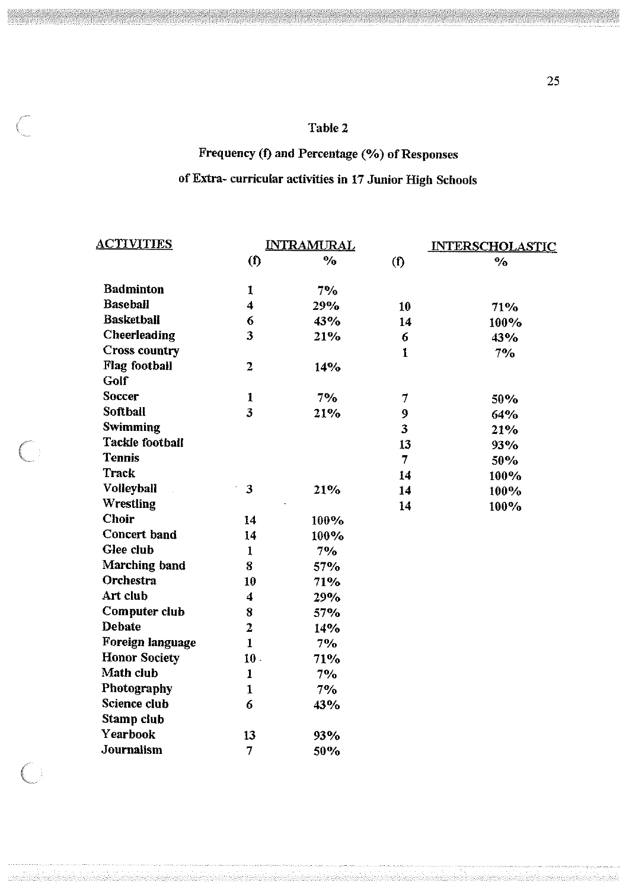Table 2

Frequency (f) and Percentage (%) of Responses

of Extra- curricular activities in 17 Junior High Schools

| ACTIVITIES | INTRAMURAL | | INTERSCHOLASTIC | |
|---|---|---|---|---|
| | (f) | % | (f) | % |
| Badminton | 1 | 7% | | |
| Baseball | 4 | 29% | 10 | 71% |
| Basketball | 6 | 43% | 14 | 100% |
| Cheerleading | 3 | 21% | 6 | 43% |
| Cross country | | | 1 | 7% |
| Flag football | 2 | 14% | | |
| Golf | | | | |
| Soccer | 1 | 7% | 7 | 50% |
| Softball | 3 | 21% | 9 | 64% |
| Swimming | | | 3 | 21% |
| Tackle football | | | 13 | 93% |
| Tennis | | | 7 | 50% |
| Track | | | 14 | 100% |
| Volleyball | 3 | 21% | 14 | 100% |
| Wrestling | | | 14 | 100% |
| Choir | 14 | 100% | | |
| Concert band | 14 | 100% | | |
| Glee club | 1 | 7% | | |
| Marching band | 8 | 57% | | |
| Orchestra | 10 | 71% | | |
| Art club | 4 | 29% | | |
| Computer club | 8 | 57% | | |
| Debate | 2 | 14% | | |
| Foreign language | 1 | 7% | | |
| Honor Society | 10 | 71% | | |
| Math club | 1 | 7% | | |
| Photography | 1 | 7% | | |
| Science club | 6 | 43% | | |
| Stamp club | | | | |
| Yearbook | 13 | 93% | | |
| Journalism | 7 | 50% | | |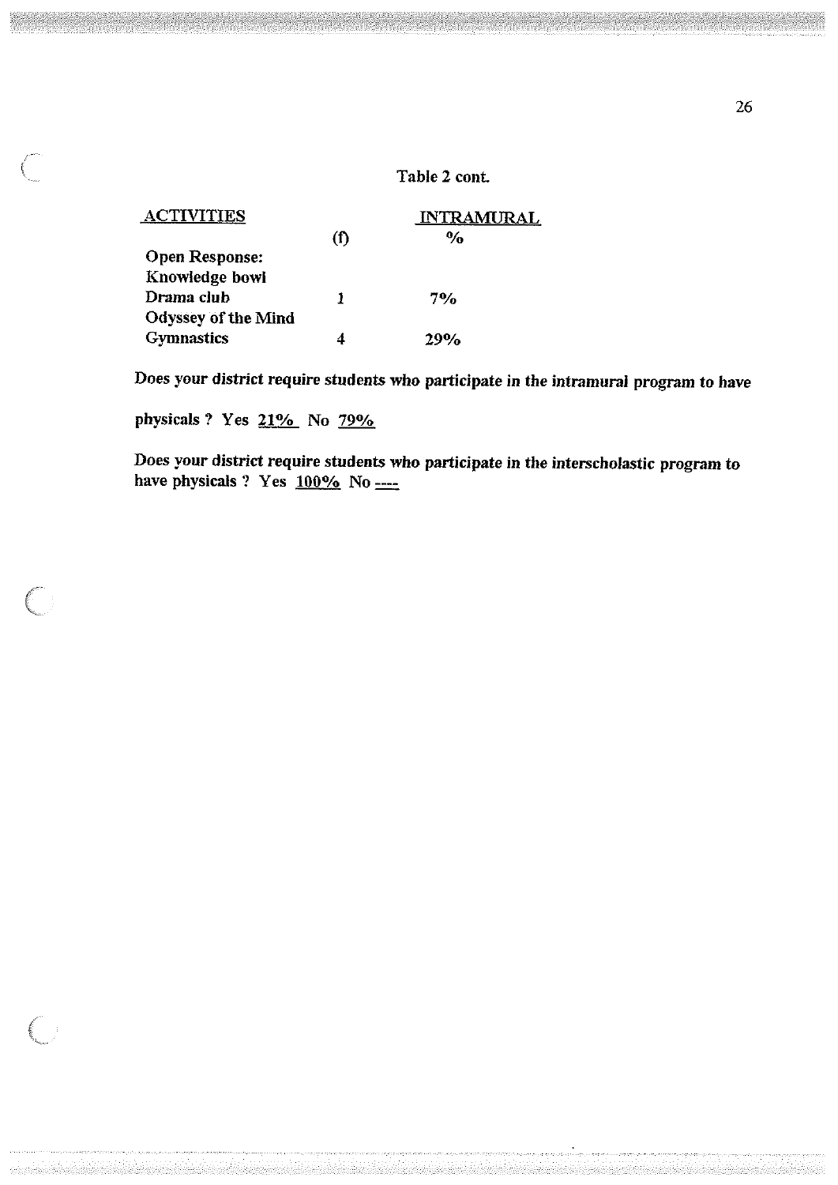Table 2 cont.

| ACTIVITIES | INTRAMURAL | |
|---|---|---|
| | (f) | % |
| Open Response: | | |
| Knowledge bowl | | |
| Drama club | 1 | 7% |
| Odyssey of the Mind | | |
| Gymnastics | 4 | 29% |

**Does your district require students who participate in the intramural program to have physicals ? Yes 21% No 79%**

**Does your district require students who participate in the interscholastic program to have physicals ? Yes 100% No ----**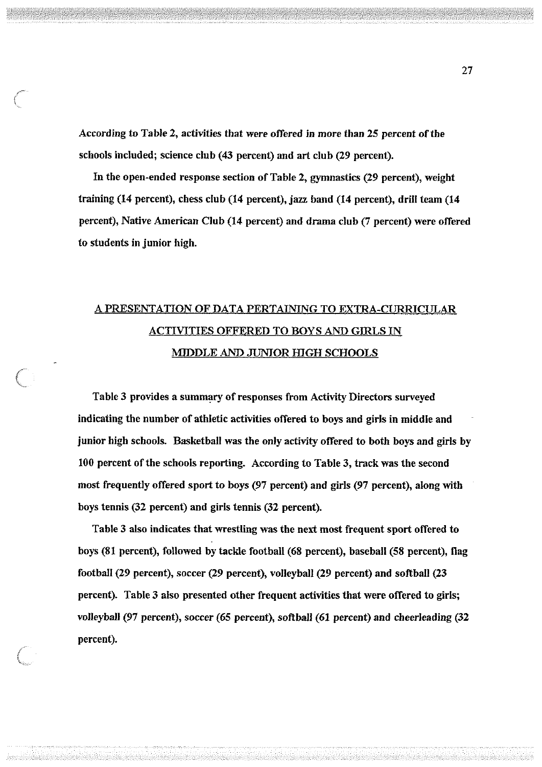According to Table 2, activities that were offered in more than 25 percent of the schools included; science club (43 percent) and art club (29 percent).

In the open-ended response section of Table 2, gymnastics (29 percent), weight training (14 percent), chess club (14 percent), jazz band (14 percent), drill team (14 percent), Native American Club (14 percent) and drama club (7 percent) were offered to students in junior high.

## A PRESENTATION OF DATA PERTAINING TO EXTRA-CURRICULAR ACTIVITIES OFFERED TO BOYS AND GIRLS IN MIDDLE AND JUNIOR HIGH SCHOOLS

Table 3 provides a summary of responses from Activity Directors surveyed indicating the number of athletic activities offered to boys and girls in middle and junior high schools. Basketball was the only activity offered to both boys and girls by 100 percent of the schools reporting. According to Table 3, track was the second most frequently offered sport to boys (97 percent) and girls (97 percent), along with boys tennis (32 percent) and girls tennis (32 percent).

Table 3 also indicates that wrestling was the next most frequent sport offered to boys (81 percent), followed by tackle football (68 percent), baseball (58 percent), flag football (29 percent), soccer (29 percent), volleyball (29 percent) and softball (23 percent). Table 3 also presented other frequent activities that were offered to girls; volleyball (97 percent), soccer (65 percent), softball (61 percent) and cheerleading (32 percent).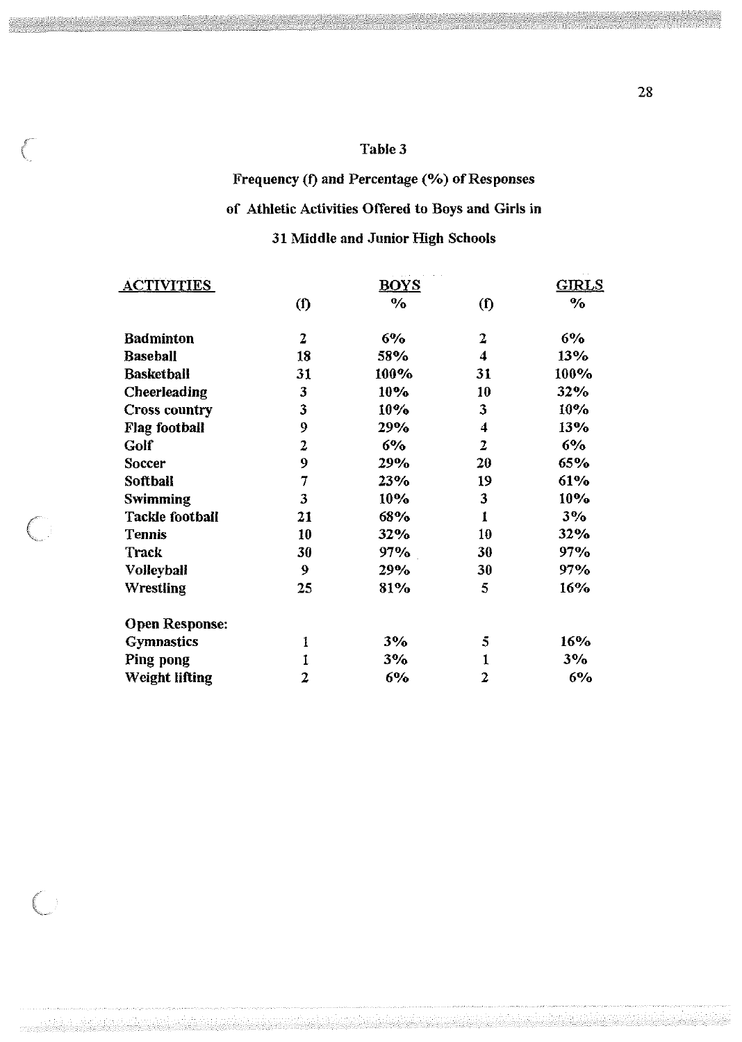Table 3

Frequency (f) and Percentage (%) of Responses

of Athletic Activities Offered to Boys and Girls in

31 Middle and Junior High Schools

| ACTIVITIES | BOYS | | GIRLS | |
|---|---|---|---|---|
| | (f) | % | (f) | % |
| **Badminton** | 2 | 6% | 2 | 6% |
| **Baseball** | 18 | 58% | 4 | 13% |
| **Basketball** | 31 | 100% | 31 | 100% |
| **Cheerleading** | 3 | 10% | 10 | 32% |
| **Cross country** | 3 | 10% | 3 | 10% |
| **Flag football** | 9 | 29% | 4 | 13% |
| **Golf** | 2 | 6% | 2 | 6% |
| **Soccer** | 9 | 29% | 20 | 65% |
| **Softball** | 7 | 23% | 19 | 61% |
| **Swimming** | 3 | 10% | 3 | 10% |
| **Tackle football** | 21 | 68% | 1 | 3% |
| **Tennis** | 10 | 32% | 10 | 32% |
| **Track** | 30 | 97% | 30 | 97% |
| **Volleyball** | 9 | 29% | 30 | 97% |
| **Wrestling** | 25 | 81% | 5 | 16% |
| **Open Response:** | | | | |
| **Gymnastics** | 1 | 3% | 5 | 16% |
| **Ping pong** | 1 | 3% | 1 | 3% |
| **Weight lifting** | 2 | 6% | 2 | 6% |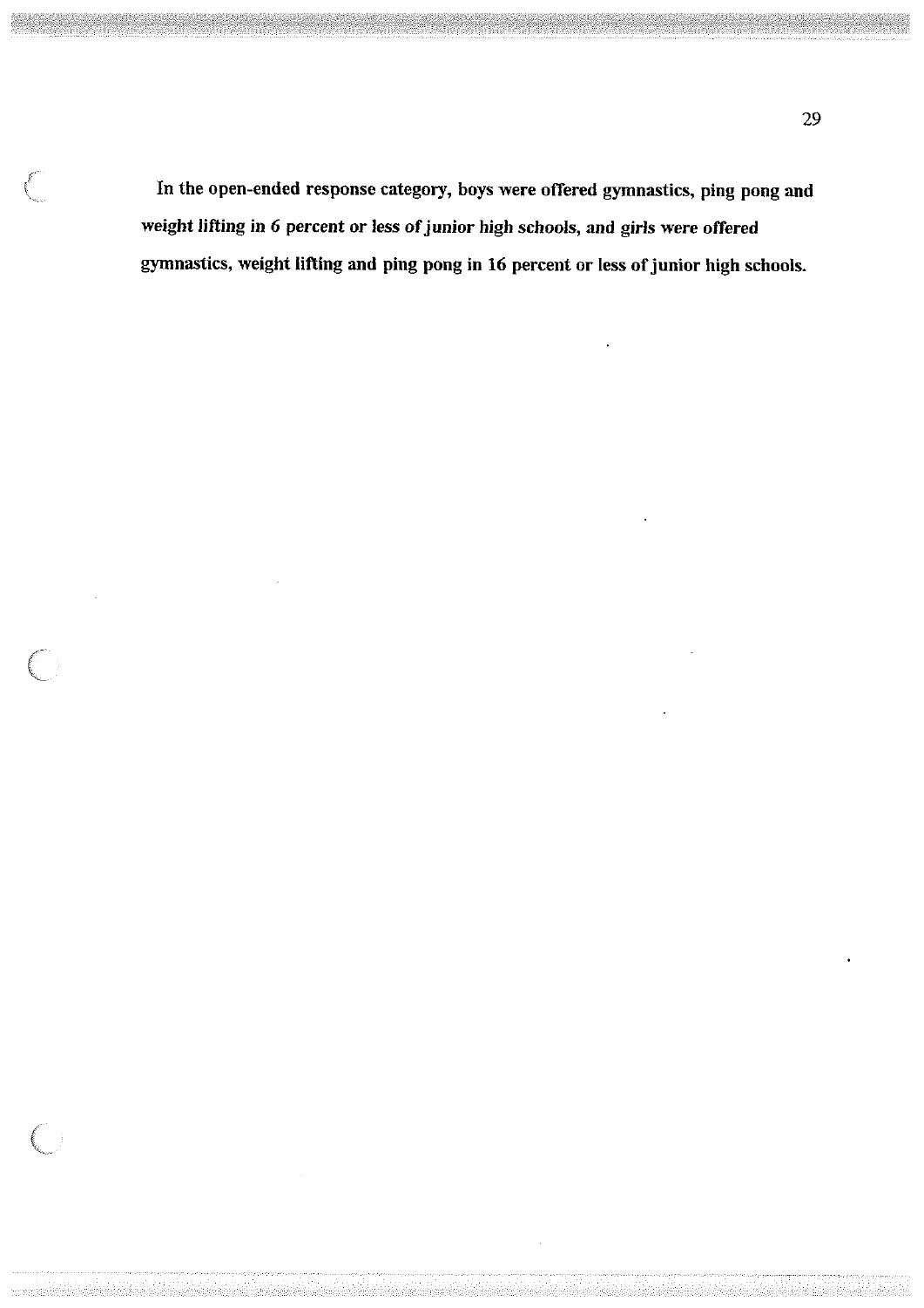In the open-ended response category, boys were offered gymnastics, ping pong and weight lifting in 6 percent or less of junior high schools, and girls were offered gymnastics, weight lifting and ping pong in 16 percent or less of junior high schools.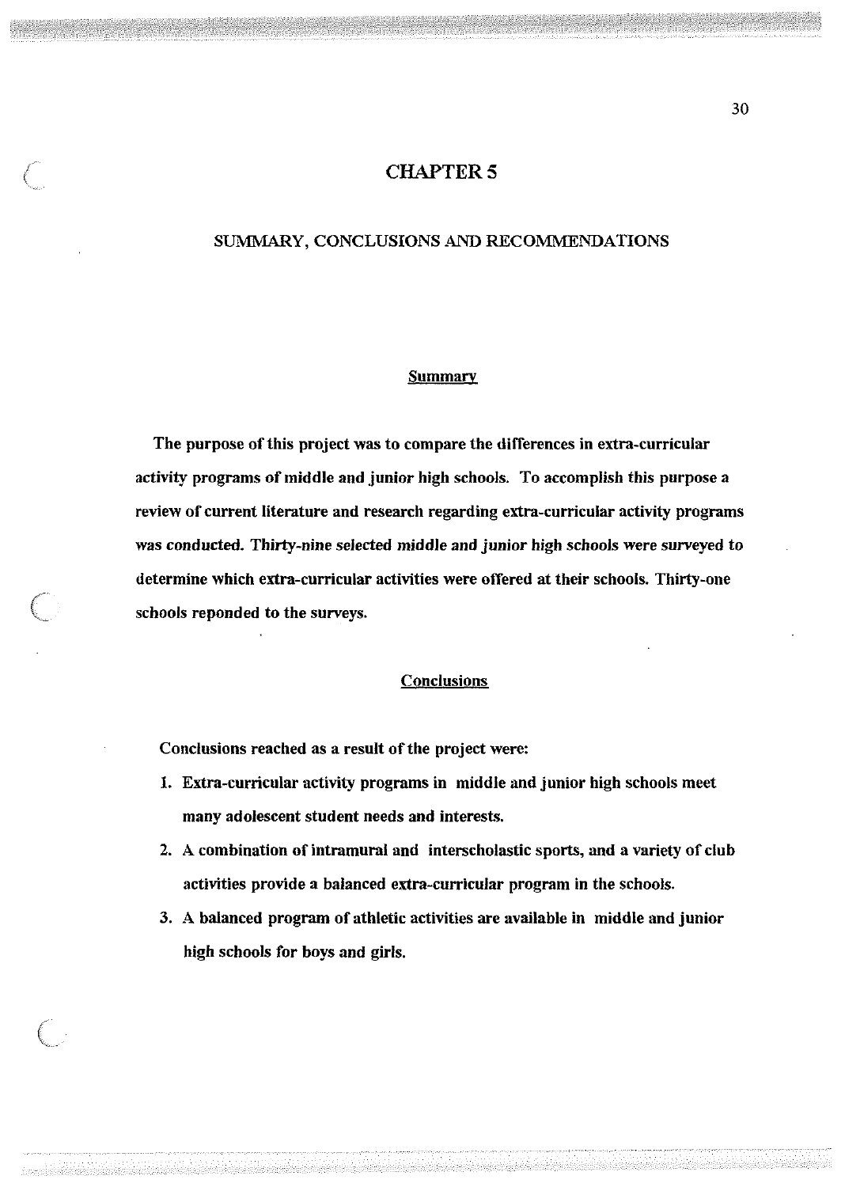# CHAPTER 5

## SUMMARY, CONCLUSIONS AND RECOMMENDATIONS

### Summary

The purpose of this project was to compare the differences in extra-curricular activity programs of middle and junior high schools. To accomplish this purpose a review of current literature and research regarding extra-curricular activity programs was conducted. Thirty-nine selected middle and junior high schools were surveyed to determine which extra-curricular activities were offered at their schools. Thirty-one schools reponded to the surveys.

### Conclusions

Conclusions reached as a result of the project were:

1. Extra-curricular activity programs in middle and junior high schools meet many adolescent student needs and interests.
2. A combination of intramural and interscholastic sports, and a variety of club activities provide a balanced extra-curricular program in the schools.
3. A balanced program of athletic activities are available in middle and junior high schools for boys and girls.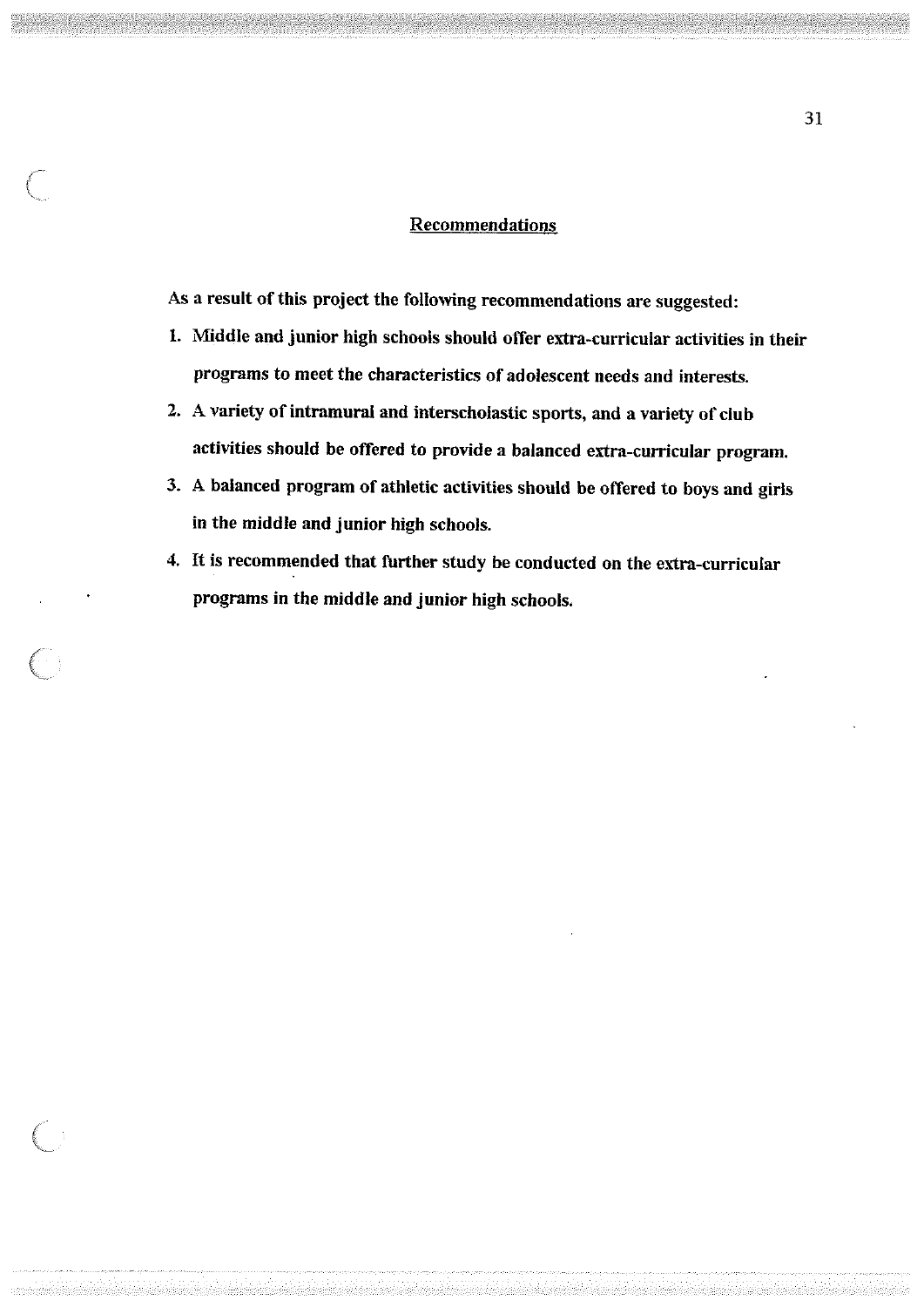## Recommendations

As a result of this project the following recommendations are suggested:

1. Middle and junior high schools should offer extra-curricular activities in their programs to meet the characteristics of adolescent needs and interests.
2. A variety of intramural and interscholastic sports, and a variety of club activities should be offered to provide a balanced extra-curricular program.
3. A balanced program of athletic activities should be offered to boys and girls in the middle and junior high schools.
4. It is recommended that further study be conducted on the extra-curricular programs in the middle and junior high schools.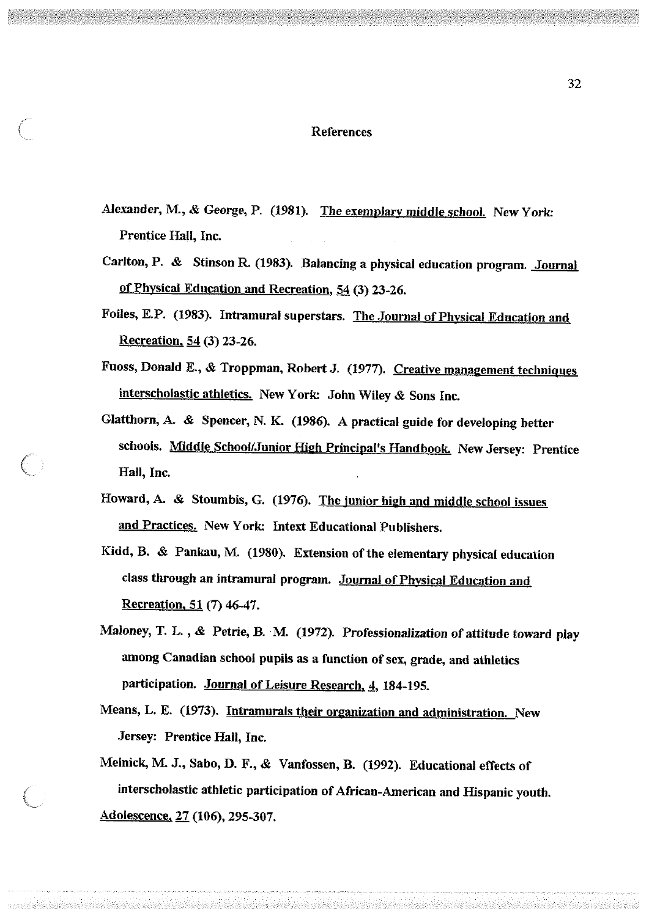# References

Alexander, M., & George, P. (1981). The exemplary middle school. New York: Prentice Hall, Inc.

Carlton, P. & Stinson R. (1983). Balancing a physical education program. Journal of Physical Education and Recreation, 54 (3) 23-26.

Foiles, E.P. (1983). Intramural superstars. The Journal of Physical Education and Recreation, 54 (3) 23-26.

Fuoss, Donald E., & Troppman, Robert J. (1977). Creative management techniques interscholastic athletics. New York: John Wiley & Sons Inc.

Glatthorn, A. & Spencer, N. K. (1986). A practical guide for developing better schools. Middle School/Junior High Principal's Handbook. New Jersey: Prentice Hall, Inc.

Howard, A. & Stoumbis, G. (1976). The junior high and middle school issues and Practices. New York: Intext Educational Publishers.

Kidd, B. & Pankau, M. (1980). Extension of the elementary physical education class through an intramural program. Journal of Physical Education and Recreation, 51 (7) 46-47.

Maloney, T. L. , & Petrie, B. M. (1972). Professionalization of attitude toward play among Canadian school pupils as a function of sex, grade, and athletics participation. Journal of Leisure Research, 4, 184-195.

Means, L. E. (1973). Intramurals their organization and administration. New Jersey: Prentice Hall, Inc.

Melnick, M. J., Sabo, D. F., & Vanfossen, B. (1992). Educational effects of interscholastic athletic participation of African-American and Hispanic youth. Adolescence, 27 (106), 295-307.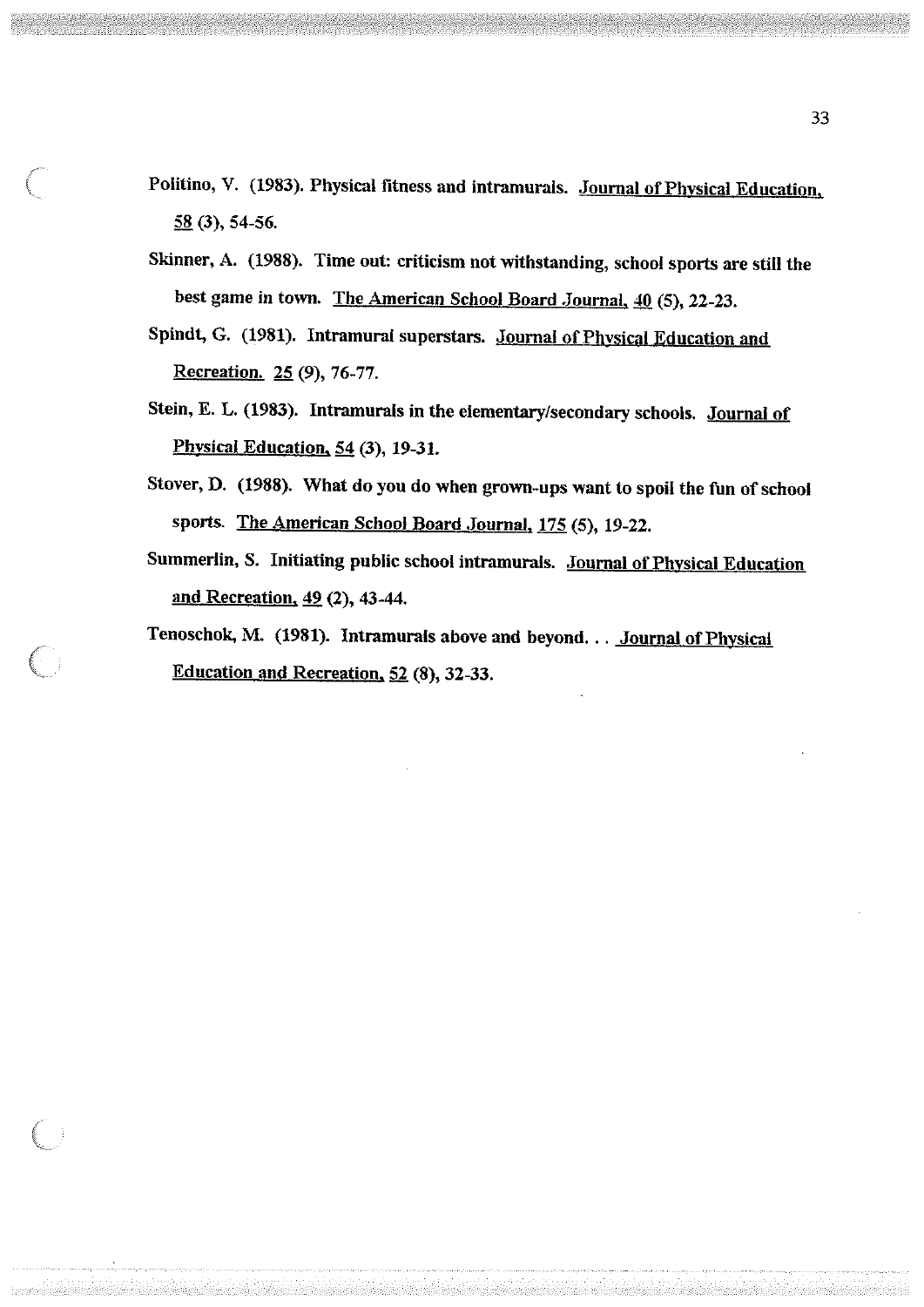Politino, V. (1983). Physical fitness and intramurals. Journal of Physical Education, 58 (3), 54-56.

Skinner, A. (1988). Time out: criticism not withstanding, school sports are still the best game in town. The American School Board Journal, 40 (5), 22-23.

Spindt, G. (1981). Intramural superstars. Journal of Physical Education and Recreation. 25 (9), 76-77.

Stein, E. L. (1983). Intramurals in the elementary/secondary schools. Journal of Physical Education, 54 (3), 19-31.

Stover, D. (1988). What do you do when grown-ups want to spoil the fun of school sports. The American School Board Journal, 175 (5), 19-22.

Summerlin, S. Initiating public school intramurals. Journal of Physical Education and Recreation, 49 (2), 43-44.

Tenoschok, M. (1981). Intramurals above and beyond. . . Journal of Physical Education and Recreation, 52 (8), 32-33.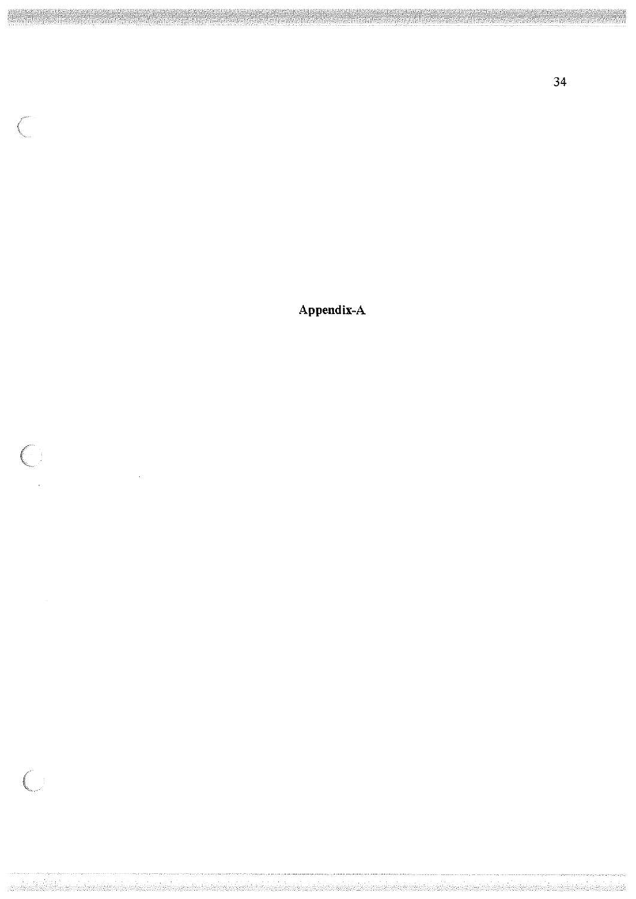# Appendix-A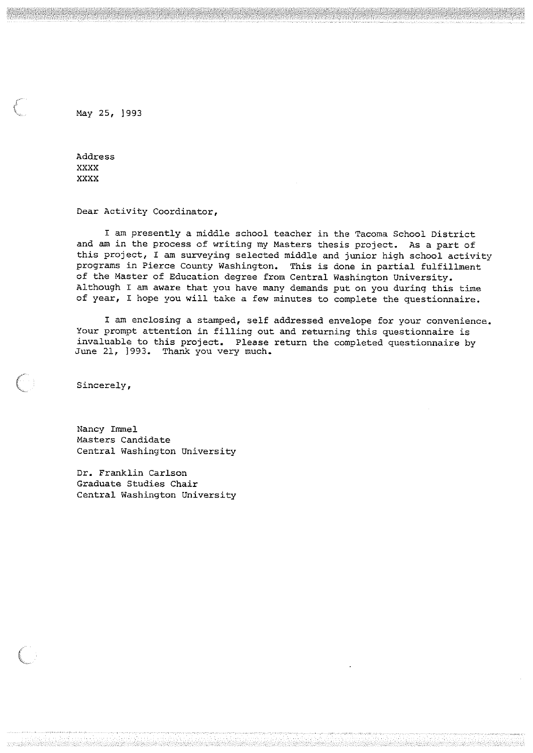May 25, 1993

Address
XXXX
XXXX

Dear Activity Coordinator,

I am presently a middle school teacher in the Tacoma School District and am in the process of writing my Masters thesis project. As a part of this project, I am surveying selected middle and junior high school activity programs in Pierce County Washington. This is done in partial fulfillment of the Master of Education degree from Central Washington University. Although I am aware that you have many demands put on you during this time of year, I hope you will take a few minutes to complete the questionnaire.

I am enclosing a stamped, self addressed envelope for your convenience. Your prompt attention in filling out and returning this questionnaire is invaluable to this project. Please return the completed questionnaire by June 21, 1993. Thank you very much.

Sincerely,

Nancy Immel
Masters Candidate
Central Washington University

Dr. Franklin Carlson
Graduate Studies Chair
Central Washington University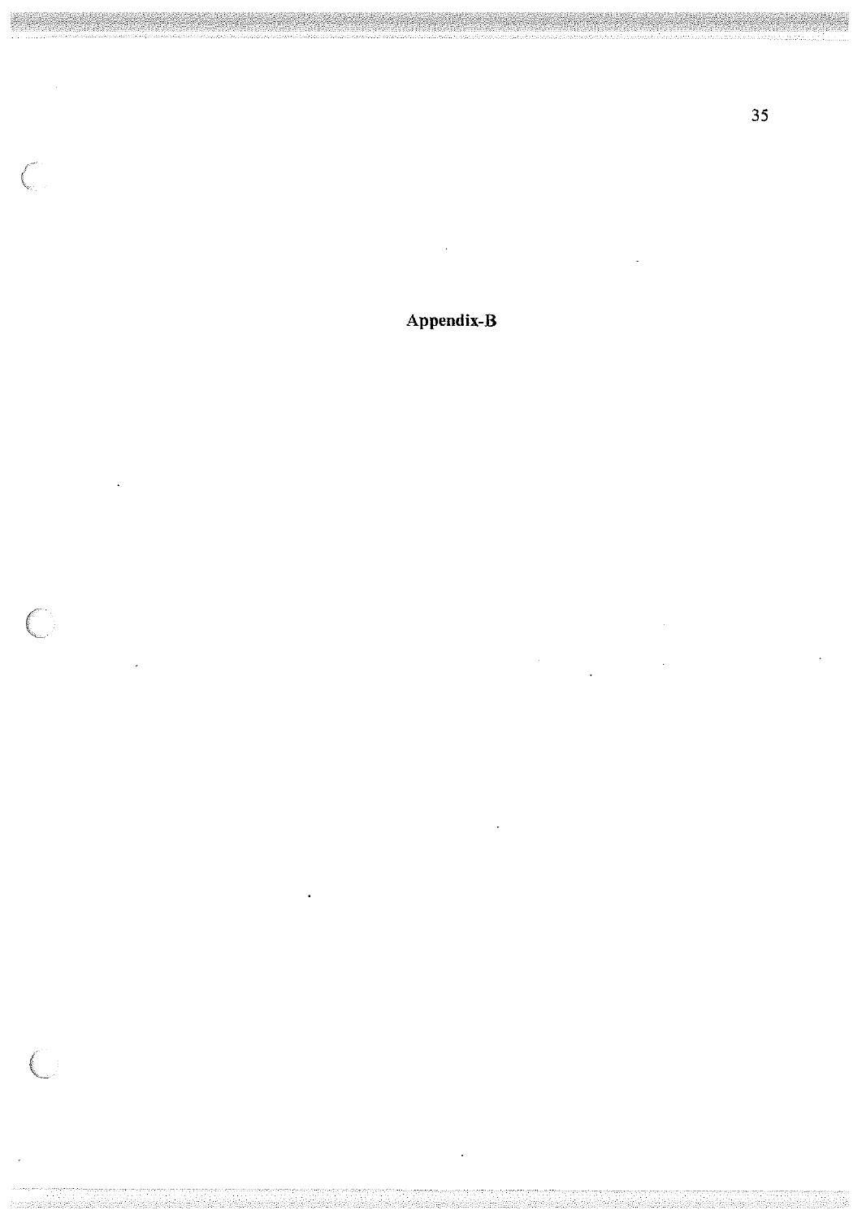# Appendix-B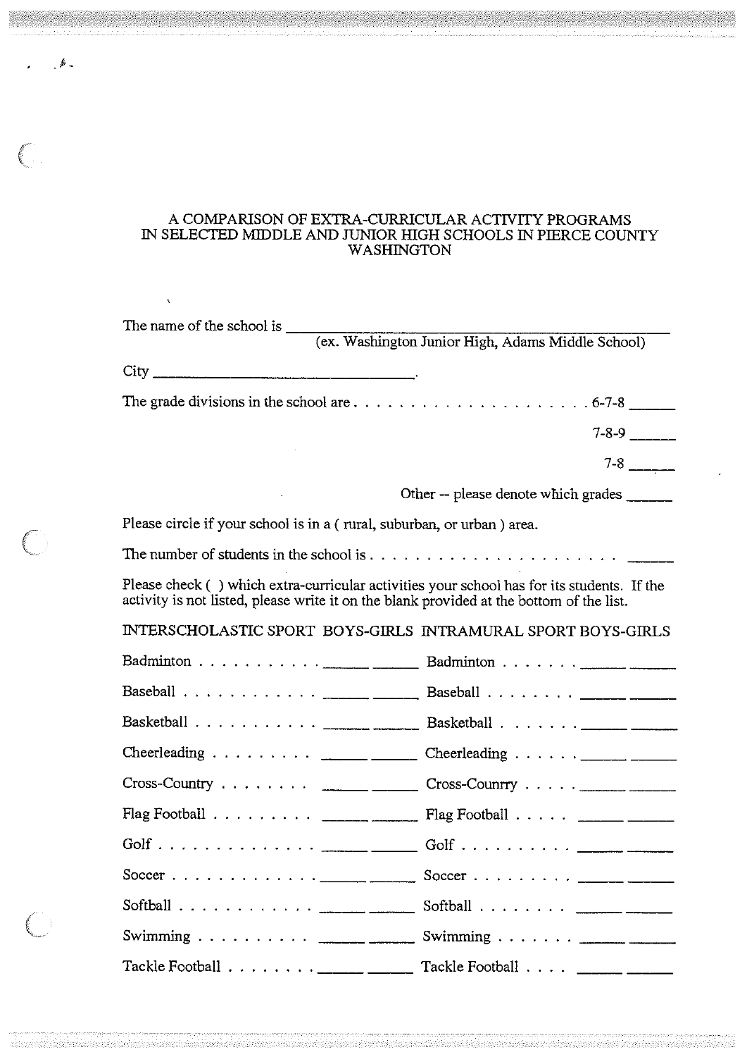# A COMPARISON OF EXTRA-CURRICULAR ACTIVITY PROGRAMS IN SELECTED MIDDLE AND JUNIOR HIGH SCHOOLS IN PIERCE COUNTY WASHINGTON

The name of the school is ____________________________________________
(ex. Washington Junior High, Adams Middle School)

City ______________________________.

The grade divisions in the school are . . . . . . . . . . . . . . . . . . . . . 6-7-8 ______

7-8-9 ______

7-8 ______

Other -- please denote which grades ______

Please circle if your school is in a ( rural, suburban, or urban ) area.

The number of students in the school is . . . . . . . . . . . . . . . . . . . . . ______

Please check ( ) which extra-curricular activities your school has for its students. If the activity is not listed, please write it on the blank provided at the bottom of the list.

| INTERSCHOLASTIC SPORT | BOYS | GIRLS | INTRAMURAL SPORT | BOYS | GIRLS |
|---|---|---|---|---|---|
| Badminton . . . . . . . . . . . | _____ | _____ | Badminton . . . . . . . | _____ | _____ |
| Baseball . . . . . . . . . . . . | _____ | _____ | Baseball . . . . . . . . | _____ | _____ |
| Basketball . . . . . . . . . . . | _____ | _____ | Basketball . . . . . . . | _____ | _____ |
| Cheerleading . . . . . . . . . | _____ | _____ | Cheerleading . . . . . . | _____ | _____ |
| Cross-Country . . . . . . . . | _____ | _____ | Cross-Counrry . . . . . | _____ | _____ |
| Flag Football . . . . . . . . . | _____ | _____ | Flag Football . . . . . | _____ | _____ |
| Golf . . . . . . . . . . . . . . | _____ | _____ | Golf . . . . . . . . . . . | _____ | _____ |
| Soccer . . . . . . . . . . . . . | _____ | _____ | Soccer . . . . . . . . . | _____ | _____ |
| Softball . . . . . . . . . . . . | _____ | _____ | Softball . . . . . . . . | _____ | _____ |
| Swimming . . . . . . . . . . | _____ | _____ | Swimming . . . . . . . | _____ | _____ |
| Tackle Football . . . . . . . . | _____ | _____ | Tackle Football . . . . | _____ | _____ |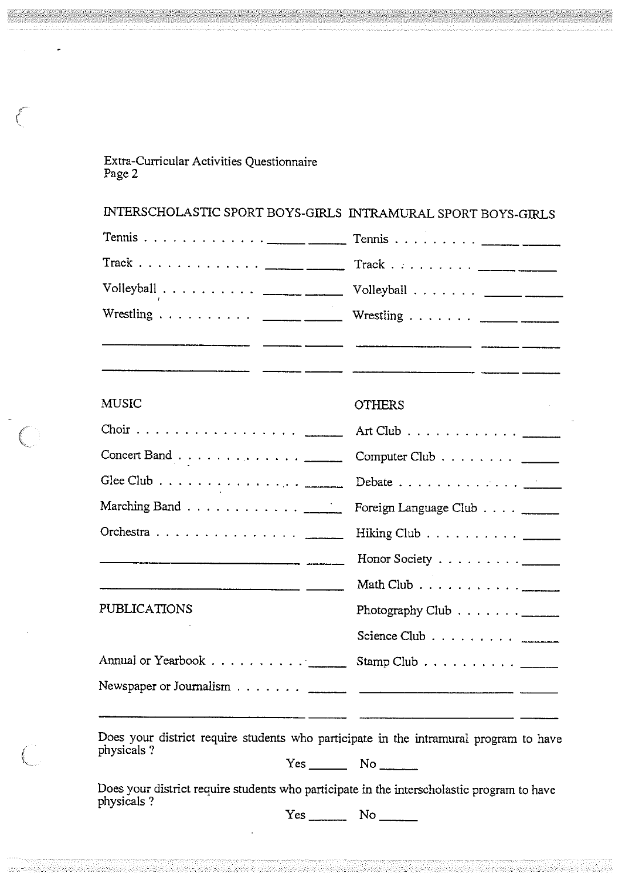Extra-Curricular Activities Questionnaire
Page 2

| INTERSCHOLASTIC SPORT | BOYS | GIRLS | INTRAMURAL SPORT | BOYS | GIRLS |
|---|---|---|---|---|---|
| Tennis | _____ | _____ | Tennis | _____ | _____ |
| Track | _____ | _____ | Track | _____ | _____ |
| Volleyball | _____ | _____ | Volleyball | _____ | _____ |
| Wrestling | _____ | _____ | Wrestling | _____ | _____ |
| __________ | _____ | _____ | __________ | _____ | _____ |
| __________ | _____ | _____ | __________ | _____ | _____ |

| MUSIC | | OTHERS | |
|---|---|---|---|
| Choir | _____ | Art Club | _____ |
| Concert Band | _____ | Computer Club | _____ |
| Glee Club | _____ | Debate | _____ |
| Marching Band | _____ | Foreign Language Club | _____ |
| Orchestra | _____ | Hiking Club | _____ |
| __________ | _____ | Honor Society | _____ |
| __________ | _____ | Math Club | _____ |
| **PUBLICATIONS** | | Photography Club | _____ |
| | | Science Club | _____ |
| Annual or Yearbook | _____ | Stamp Club | _____ |
| Newspaper or Journalism | _____ | __________ | _____ |
| __________ | _____ | __________ | _____ |

Does your district require students who participate in the intramural program to have physicals ?

Yes _____ No _____

Does your district require students who participate in the interscholastic program to have physicals ?

Yes _____ No _____